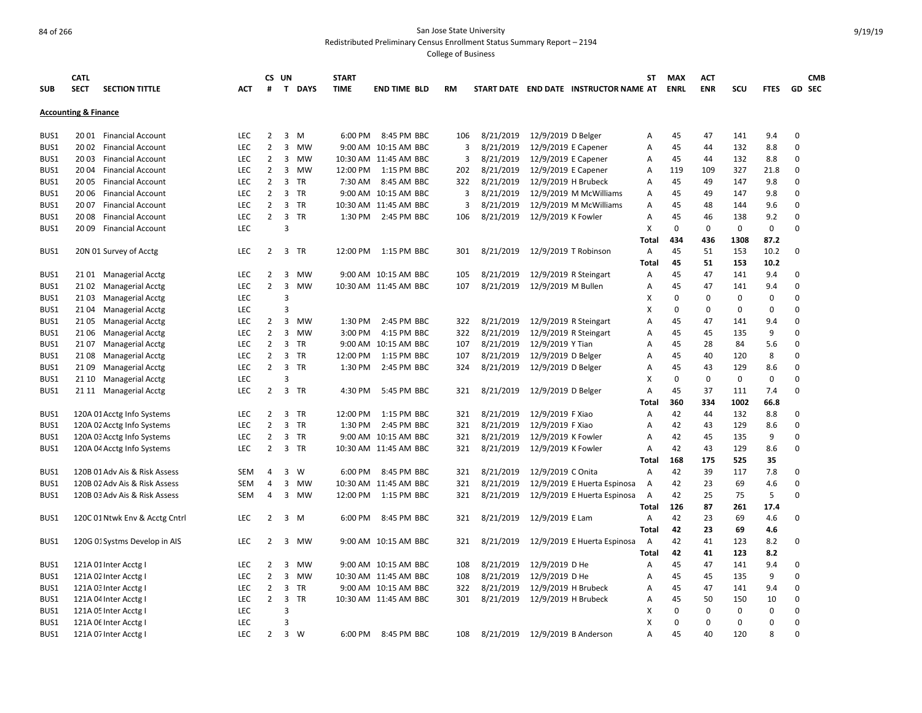San Jose State University

Redistributed Preliminary Census Enrollment Status Summary Report – 2194

College of Business

| SUB | CATL SECT | SECTION TITTLE | ACT | CS # | UN T | DAYS | START TIME | END TIME | BLD | RM | START DATE | END DATE | INSTRUCTOR NAME | ST AT | MAX ENRL | ACT ENR | SCU | FTES | GD | CMB SEC |
|---|---|---|---|---|---|---|---|---|---|---|---|---|---|---|---|---|---|---|---|---|
| **Accounting & Finance** | | | | | | | | | | | | | | | | | | | | |
| BUS1 | 20 01 | Financial Account | LEC | 2 | 3 | M | 6:00 PM | 8:45 PM | BBC | 106 | 8/21/2019 | 12/9/2019 | D Belger | A | 45 | 47 | 141 | 9.4 | 0 | |
| BUS1 | 20 02 | Financial Account | LEC | 2 | 3 | MW | 9:00 AM | 10:15 AM | BBC | 3 | 8/21/2019 | 12/9/2019 | E Capener | A | 45 | 44 | 132 | 8.8 | 0 | |
| BUS1 | 20 03 | Financial Account | LEC | 2 | 3 | MW | 10:30 AM | 11:45 AM | BBC | 3 | 8/21/2019 | 12/9/2019 | E Capener | A | 45 | 44 | 132 | 8.8 | 0 | |
| BUS1 | 20 04 | Financial Account | LEC | 2 | 3 | MW | 12:00 PM | 1:15 PM | BBC | 202 | 8/21/2019 | 12/9/2019 | E Capener | A | 119 | 109 | 327 | 21.8 | 0 | |
| BUS1 | 20 05 | Financial Account | LEC | 2 | 3 | TR | 7:30 AM | 8:45 AM | BBC | 322 | 8/21/2019 | 12/9/2019 | H Brubeck | A | 45 | 49 | 147 | 9.8 | 0 | |
| BUS1 | 20 06 | Financial Account | LEC | 2 | 3 | TR | 9:00 AM | 10:15 AM | BBC | 3 | 8/21/2019 | 12/9/2019 | M McWilliams | A | 45 | 49 | 147 | 9.8 | 0 | |
| BUS1 | 20 07 | Financial Account | LEC | 2 | 3 | TR | 10:30 AM | 11:45 AM | BBC | 3 | 8/21/2019 | 12/9/2019 | M McWilliams | A | 45 | 48 | 144 | 9.6 | 0 | |
| BUS1 | 20 08 | Financial Account | LEC | 2 | 3 | TR | 1:30 PM | 2:45 PM | BBC | 106 | 8/21/2019 | 12/9/2019 | K Fowler | A | 45 | 46 | 138 | 9.2 | 0 | |
| BUS1 | 20 09 | Financial Account | LEC | | 3 | | | | | | | | | X | 0 | 0 | 0 | 0 | 0 | |
| | | | | | | | | | | | | | | **Total** | **434** | **436** | **1308** | **87.2** | | |
| BUS1 | 20N 01 | Survey of Acctg | LEC | 2 | 3 | TR | 12:00 PM | 1:15 PM | BBC | 301 | 8/21/2019 | 12/9/2019 | T Robinson | A | 45 | 51 | 153 | 10.2 | 0 | |
| | | | | | | | | | | | | | | **Total** | **45** | **51** | **153** | **10.2** | | |
| BUS1 | 21 01 | Managerial Acctg | LEC | 2 | 3 | MW | 9:00 AM | 10:15 AM | BBC | 105 | 8/21/2019 | 12/9/2019 | R Steingart | A | 45 | 47 | 141 | 9.4 | 0 | |
| BUS1 | 21 02 | Managerial Acctg | LEC | 2 | 3 | MW | 10:30 AM | 11:45 AM | BBC | 107 | 8/21/2019 | 12/9/2019 | M Bullen | A | 45 | 47 | 141 | 9.4 | 0 | |
| BUS1 | 21 03 | Managerial Acctg | LEC | | 3 | | | | | | | | | X | 0 | 0 | 0 | 0 | 0 | |
| BUS1 | 21 04 | Managerial Acctg | LEC | | 3 | | | | | | | | | X | 0 | 0 | 0 | 0 | 0 | |
| BUS1 | 21 05 | Managerial Acctg | LEC | 2 | 3 | MW | 1:30 PM | 2:45 PM | BBC | 322 | 8/21/2019 | 12/9/2019 | R Steingart | A | 45 | 47 | 141 | 9.4 | 0 | |
| BUS1 | 21 06 | Managerial Acctg | LEC | 2 | 3 | MW | 3:00 PM | 4:15 PM | BBC | 322 | 8/21/2019 | 12/9/2019 | R Steingart | A | 45 | 45 | 135 | 9 | 0 | |
| BUS1 | 21 07 | Managerial Acctg | LEC | 2 | 3 | TR | 9:00 AM | 10:15 AM | BBC | 107 | 8/21/2019 | 12/9/2019 | Y Tian | A | 45 | 28 | 84 | 5.6 | 0 | |
| BUS1 | 21 08 | Managerial Acctg | LEC | 2 | 3 | TR | 12:00 PM | 1:15 PM | BBC | 107 | 8/21/2019 | 12/9/2019 | D Belger | A | 45 | 40 | 120 | 8 | 0 | |
| BUS1 | 21 09 | Managerial Acctg | LEC | 2 | 3 | TR | 1:30 PM | 2:45 PM | BBC | 324 | 8/21/2019 | 12/9/2019 | D Belger | A | 45 | 43 | 129 | 8.6 | 0 | |
| BUS1 | 21 10 | Managerial Acctg | LEC | | 3 | | | | | | | | | X | 0 | 0 | 0 | 0 | 0 | |
| BUS1 | 21 11 | Managerial Acctg | LEC | 2 | 3 | TR | 4:30 PM | 5:45 PM | BBC | 321 | 8/21/2019 | 12/9/2019 | D Belger | A | 45 | 37 | 111 | 7.4 | 0 | |
| | | | | | | | | | | | | | | **Total** | **360** | **334** | **1002** | **66.8** | | |
| BUS1 | 120A 01 | Acctg Info Systems | LEC | 2 | 3 | TR | 12:00 PM | 1:15 PM | BBC | 321 | 8/21/2019 | 12/9/2019 | F Xiao | A | 42 | 44 | 132 | 8.8 | 0 | |
| BUS1 | 120A 02 | Acctg Info Systems | LEC | 2 | 3 | TR | 1:30 PM | 2:45 PM | BBC | 321 | 8/21/2019 | 12/9/2019 | F Xiao | A | 42 | 43 | 129 | 8.6 | 0 | |
| BUS1 | 120A 03 | Acctg Info Systems | LEC | 2 | 3 | TR | 9:00 AM | 10:15 AM | BBC | 321 | 8/21/2019 | 12/9/2019 | K Fowler | A | 42 | 45 | 135 | 9 | 0 | |
| BUS1 | 120A 04 | Acctg Info Systems | LEC | 2 | 3 | TR | 10:30 AM | 11:45 AM | BBC | 321 | 8/21/2019 | 12/9/2019 | K Fowler | A | 42 | 43 | 129 | 8.6 | 0 | |
| | | | | | | | | | | | | | | **Total** | **168** | **175** | **525** | **35** | | |
| BUS1 | 120B 01 | Adv Ais & Risk Assess | SEM | 4 | 3 | W | 6:00 PM | 8:45 PM | BBC | 321 | 8/21/2019 | 12/9/2019 | C Onita | A | 42 | 39 | 117 | 7.8 | 0 | |
| BUS1 | 120B 02 | Adv Ais & Risk Assess | SEM | 4 | 3 | MW | 10:30 AM | 11:45 AM | BBC | 321 | 8/21/2019 | 12/9/2019 | E Huerta Espinosa | A | 42 | 23 | 69 | 4.6 | 0 | |
| BUS1 | 120B 03 | Adv Ais & Risk Assess | SEM | 4 | 3 | MW | 12:00 PM | 1:15 PM | BBC | 321 | 8/21/2019 | 12/9/2019 | E Huerta Espinosa | A | 42 | 25 | 75 | 5 | 0 | |
| | | | | | | | | | | | | | | **Total** | **126** | **87** | **261** | **17.4** | | |
| BUS1 | 120C 01 | Ntwk Env & Acctg Cntrl | LEC | 2 | 3 | M | 6:00 PM | 8:45 PM | BBC | 321 | 8/21/2019 | 12/9/2019 | E Lam | A | 42 | 23 | 69 | 4.6 | 0 | |
| | | | | | | | | | | | | | | **Total** | **42** | **23** | **69** | **4.6** | | |
| BUS1 | 120G 01 | Systms Develop in AIS | LEC | 2 | 3 | MW | 9:00 AM | 10:15 AM | BBC | 321 | 8/21/2019 | 12/9/2019 | E Huerta Espinosa | A | 42 | 41 | 123 | 8.2 | 0 | |
| | | | | | | | | | | | | | | **Total** | **42** | **41** | **123** | **8.2** | | |
| BUS1 | 121A 01 | Inter Acctg I | LEC | 2 | 3 | MW | 9:00 AM | 10:15 AM | BBC | 108 | 8/21/2019 | 12/9/2019 | D He | A | 45 | 47 | 141 | 9.4 | 0 | |
| BUS1 | 121A 02 | Inter Acctg I | LEC | 2 | 3 | MW | 10:30 AM | 11:45 AM | BBC | 108 | 8/21/2019 | 12/9/2019 | D He | A | 45 | 45 | 135 | 9 | 0 | |
| BUS1 | 121A 03 | Inter Acctg I | LEC | 2 | 3 | TR | 9:00 AM | 10:15 AM | BBC | 322 | 8/21/2019 | 12/9/2019 | H Brubeck | A | 45 | 47 | 141 | 9.4 | 0 | |
| BUS1 | 121A 04 | Inter Acctg I | LEC | 2 | 3 | TR | 10:30 AM | 11:45 AM | BBC | 301 | 8/21/2019 | 12/9/2019 | H Brubeck | A | 45 | 50 | 150 | 10 | 0 | |
| BUS1 | 121A 05 | Inter Acctg I | LEC | | 3 | | | | | | | | | X | 0 | 0 | 0 | 0 | 0 | |
| BUS1 | 121A 06 | Inter Acctg I | LEC | | 3 | | | | | | | | | X | 0 | 0 | 0 | 0 | 0 | |
| BUS1 | 121A 07 | Inter Acctg I | LEC | 2 | 3 | W | 6:00 PM | 8:45 PM | BBC | 108 | 8/21/2019 | 12/9/2019 | B Anderson | A | 45 | 40 | 120 | 8 | 0 | |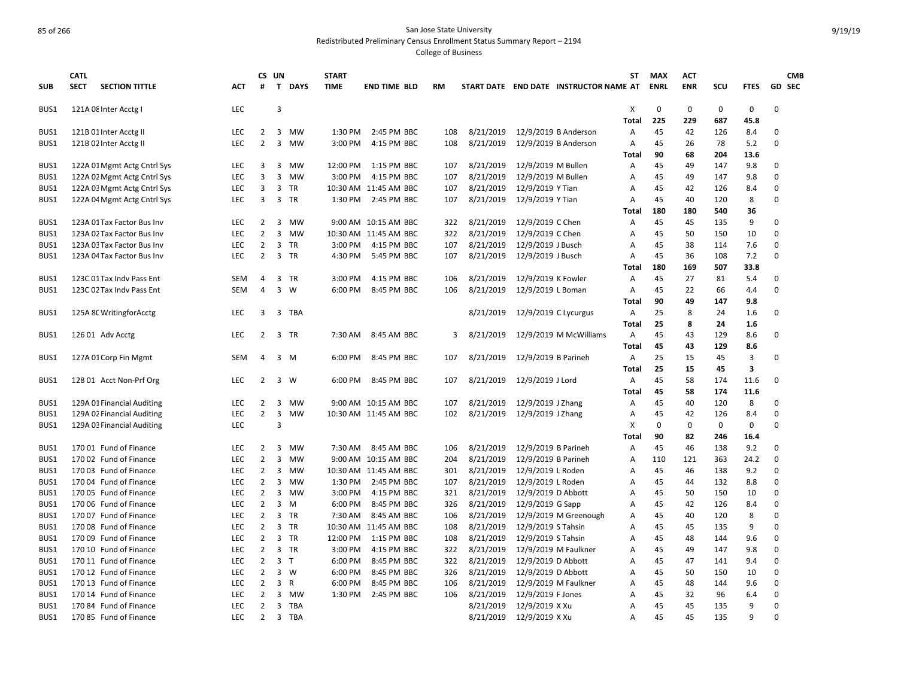San Jose State University

Redistributed Preliminary Census Enrollment Status Summary Report – 2194

College of Business

| SUB | CATL SECT | SECTION TITTLE | ACT | CS # | UN T | DAYS | START TIME | END TIME | BLD | RM | START DATE | END DATE | INSTRUCTOR NAME | ST AT | MAX ENRL | ACT ENR | SCU | FTES | GD | CMB SEC |
|---|---|---|---|---|---|---|---|---|---|---|---|---|---|---|---|---|---|---|---|---|
| BUS1 | 121A 08 | Inter Acctg I | LEC | | 3 | | | | | | | | | X | 0 | 0 | 0 | 0 | 0 | |
| | | | | | | | | | | | | | | Total | 225 | 229 | 687 | 45.8 | | |
| BUS1 | 121B 01 | Inter Acctg II | LEC | 2 | 3 | MW | 1:30 PM | 2:45 PM | BBC | 108 | 8/21/2019 | 12/9/2019 | B Anderson | A | 45 | 42 | 126 | 8.4 | 0 | |
| BUS1 | 121B 02 | Inter Acctg II | LEC | 2 | 3 | MW | 3:00 PM | 4:15 PM | BBC | 108 | 8/21/2019 | 12/9/2019 | B Anderson | A | 45 | 26 | 78 | 5.2 | 0 | |
| | | | | | | | | | | | | | | Total | 90 | 68 | 204 | 13.6 | | |
| BUS1 | 122A 01 | Mgmt Actg Cntrl Sys | LEC | 3 | 3 | MW | 12:00 PM | 1:15 PM | BBC | 107 | 8/21/2019 | 12/9/2019 | M Bullen | A | 45 | 49 | 147 | 9.8 | 0 | |
| BUS1 | 122A 02 | Mgmt Actg Cntrl Sys | LEC | 3 | 3 | MW | 3:00 PM | 4:15 PM | BBC | 107 | 8/21/2019 | 12/9/2019 | M Bullen | A | 45 | 49 | 147 | 9.8 | 0 | |
| BUS1 | 122A 03 | Mgmt Actg Cntrl Sys | LEC | 3 | 3 | TR | 10:30 AM | 11:45 AM | BBC | 107 | 8/21/2019 | 12/9/2019 | Y Tian | A | 45 | 42 | 126 | 8.4 | 0 | |
| BUS1 | 122A 04 | Mgmt Actg Cntrl Sys | LEC | 3 | 3 | TR | 1:30 PM | 2:45 PM | BBC | 107 | 8/21/2019 | 12/9/2019 | Y Tian | A | 45 | 40 | 120 | 8 | 0 | |
| | | | | | | | | | | | | | | Total | 180 | 180 | 540 | 36 | | |
| BUS1 | 123A 01 | Tax Factor Bus Inv | LEC | 2 | 3 | MW | 9:00 AM | 10:15 AM | BBC | 322 | 8/21/2019 | 12/9/2019 | C Chen | A | 45 | 45 | 135 | 9 | 0 | |
| BUS1 | 123A 02 | Tax Factor Bus Inv | LEC | 2 | 3 | MW | 10:30 AM | 11:45 AM | BBC | 322 | 8/21/2019 | 12/9/2019 | C Chen | A | 45 | 50 | 150 | 10 | 0 | |
| BUS1 | 123A 03 | Tax Factor Bus Inv | LEC | 2 | 3 | TR | 3:00 PM | 4:15 PM | BBC | 107 | 8/21/2019 | 12/9/2019 | J Busch | A | 45 | 38 | 114 | 7.6 | 0 | |
| BUS1 | 123A 04 | Tax Factor Bus Inv | LEC | 2 | 3 | TR | 4:30 PM | 5:45 PM | BBC | 107 | 8/21/2019 | 12/9/2019 | J Busch | A | 45 | 36 | 108 | 7.2 | 0 | |
| | | | | | | | | | | | | | | Total | 180 | 169 | 507 | 33.8 | | |
| BUS1 | 123C 01 | Tax Indv Pass Ent | SEM | 4 | 3 | TR | 3:00 PM | 4:15 PM | BBC | 106 | 8/21/2019 | 12/9/2019 | K Fowler | A | 45 | 27 | 81 | 5.4 | 0 | |
| BUS1 | 123C 02 | Tax Indv Pass Ent | SEM | 4 | 3 | W | 6:00 PM | 8:45 PM | BBC | 106 | 8/21/2019 | 12/9/2019 | L Boman | A | 45 | 22 | 66 | 4.4 | 0 | |
| | | | | | | | | | | | | | | Total | 90 | 49 | 147 | 9.8 | | |
| BUS1 | 125A 80 | WritingforAcctg | LEC | 3 | 3 | TBA | | | | | 8/21/2019 | 12/9/2019 | C Lycurgus | A | 25 | 8 | 24 | 1.6 | 0 | |
| | | | | | | | | | | | | | | Total | 25 | 8 | 24 | 1.6 | | |
| BUS1 | 126 01 | Adv Acctg | LEC | 2 | 3 | TR | 7:30 AM | 8:45 AM | BBC | 3 | 8/21/2019 | 12/9/2019 | M McWilliams | A | 45 | 43 | 129 | 8.6 | 0 | |
| | | | | | | | | | | | | | | Total | 45 | 43 | 129 | 8.6 | | |
| BUS1 | 127A 01 | Corp Fin Mgmt | SEM | 4 | 3 | M | 6:00 PM | 8:45 PM | BBC | 107 | 8/21/2019 | 12/9/2019 | B Parineh | A | 25 | 15 | 45 | 3 | 0 | |
| | | | | | | | | | | | | | | Total | 25 | 15 | 45 | 3 | | |
| BUS1 | 128 01 | Acct Non-Prf Org | LEC | 2 | 3 | W | 6:00 PM | 8:45 PM | BBC | 107 | 8/21/2019 | 12/9/2019 | J Lord | A | 45 | 58 | 174 | 11.6 | 0 | |
| | | | | | | | | | | | | | | Total | 45 | 58 | 174 | 11.6 | | |
| BUS1 | 129A 01 | Financial Auditing | LEC | 2 | 3 | MW | 9:00 AM | 10:15 AM | BBC | 107 | 8/21/2019 | 12/9/2019 | J Zhang | A | 45 | 40 | 120 | 8 | 0 | |
| BUS1 | 129A 02 | Financial Auditing | LEC | 2 | 3 | MW | 10:30 AM | 11:45 AM | BBC | 102 | 8/21/2019 | 12/9/2019 | J Zhang | A | 45 | 42 | 126 | 8.4 | 0 | |
| BUS1 | 129A 03 | Financial Auditing | LEC | | 3 | | | | | | | | | X | 0 | 0 | 0 | 0 | 0 | |
| | | | | | | | | | | | | | | Total | 90 | 82 | 246 | 16.4 | | |
| BUS1 | 170 01 | Fund of Finance | LEC | 2 | 3 | MW | 7:30 AM | 8:45 AM | BBC | 106 | 8/21/2019 | 12/9/2019 | B Parineh | A | 45 | 46 | 138 | 9.2 | 0 | |
| BUS1 | 170 02 | Fund of Finance | LEC | 2 | 3 | MW | 9:00 AM | 10:15 AM | BBC | 204 | 8/21/2019 | 12/9/2019 | B Parineh | A | 110 | 121 | 363 | 24.2 | 0 | |
| BUS1 | 170 03 | Fund of Finance | LEC | 2 | 3 | MW | 10:30 AM | 11:45 AM | BBC | 301 | 8/21/2019 | 12/9/2019 | L Roden | A | 45 | 46 | 138 | 9.2 | 0 | |
| BUS1 | 170 04 | Fund of Finance | LEC | 2 | 3 | MW | 1:30 PM | 2:45 PM | BBC | 107 | 8/21/2019 | 12/9/2019 | L Roden | A | 45 | 44 | 132 | 8.8 | 0 | |
| BUS1 | 170 05 | Fund of Finance | LEC | 2 | 3 | MW | 3:00 PM | 4:15 PM | BBC | 321 | 8/21/2019 | 12/9/2019 | D Abbott | A | 45 | 50 | 150 | 10 | 0 | |
| BUS1 | 170 06 | Fund of Finance | LEC | 2 | 3 | M | 6:00 PM | 8:45 PM | BBC | 326 | 8/21/2019 | 12/9/2019 | G Sapp | A | 45 | 42 | 126 | 8.4 | 0 | |
| BUS1 | 170 07 | Fund of Finance | LEC | 2 | 3 | TR | 7:30 AM | 8:45 AM | BBC | 106 | 8/21/2019 | 12/9/2019 | M Greenough | A | 45 | 40 | 120 | 8 | 0 | |
| BUS1 | 170 08 | Fund of Finance | LEC | 2 | 3 | TR | 10:30 AM | 11:45 AM | BBC | 108 | 8/21/2019 | 12/9/2019 | S Tahsin | A | 45 | 45 | 135 | 9 | 0 | |
| BUS1 | 170 09 | Fund of Finance | LEC | 2 | 3 | TR | 12:00 PM | 1:15 PM | BBC | 108 | 8/21/2019 | 12/9/2019 | S Tahsin | A | 45 | 48 | 144 | 9.6 | 0 | |
| BUS1 | 170 10 | Fund of Finance | LEC | 2 | 3 | TR | 3:00 PM | 4:15 PM | BBC | 322 | 8/21/2019 | 12/9/2019 | M Faulkner | A | 45 | 49 | 147 | 9.8 | 0 | |
| BUS1 | 170 11 | Fund of Finance | LEC | 2 | 3 | T | 6:00 PM | 8:45 PM | BBC | 322 | 8/21/2019 | 12/9/2019 | D Abbott | A | 45 | 47 | 141 | 9.4 | 0 | |
| BUS1 | 170 12 | Fund of Finance | LEC | 2 | 3 | W | 6:00 PM | 8:45 PM | BBC | 326 | 8/21/2019 | 12/9/2019 | D Abbott | A | 45 | 50 | 150 | 10 | 0 | |
| BUS1 | 170 13 | Fund of Finance | LEC | 2 | 3 | R | 6:00 PM | 8:45 PM | BBC | 106 | 8/21/2019 | 12/9/2019 | M Faulkner | A | 45 | 48 | 144 | 9.6 | 0 | |
| BUS1 | 170 14 | Fund of Finance | LEC | 2 | 3 | MW | 1:30 PM | 2:45 PM | BBC | 106 | 8/21/2019 | 12/9/2019 | F Jones | A | 45 | 32 | 96 | 6.4 | 0 | |
| BUS1 | 170 84 | Fund of Finance | LEC | 2 | 3 | TBA | | | | | 8/21/2019 | 12/9/2019 | X Xu | A | 45 | 45 | 135 | 9 | 0 | |
| BUS1 | 170 85 | Fund of Finance | LEC | 2 | 3 | TBA | | | | | 8/21/2019 | 12/9/2019 | X Xu | A | 45 | 45 | 135 | 9 | 0 | |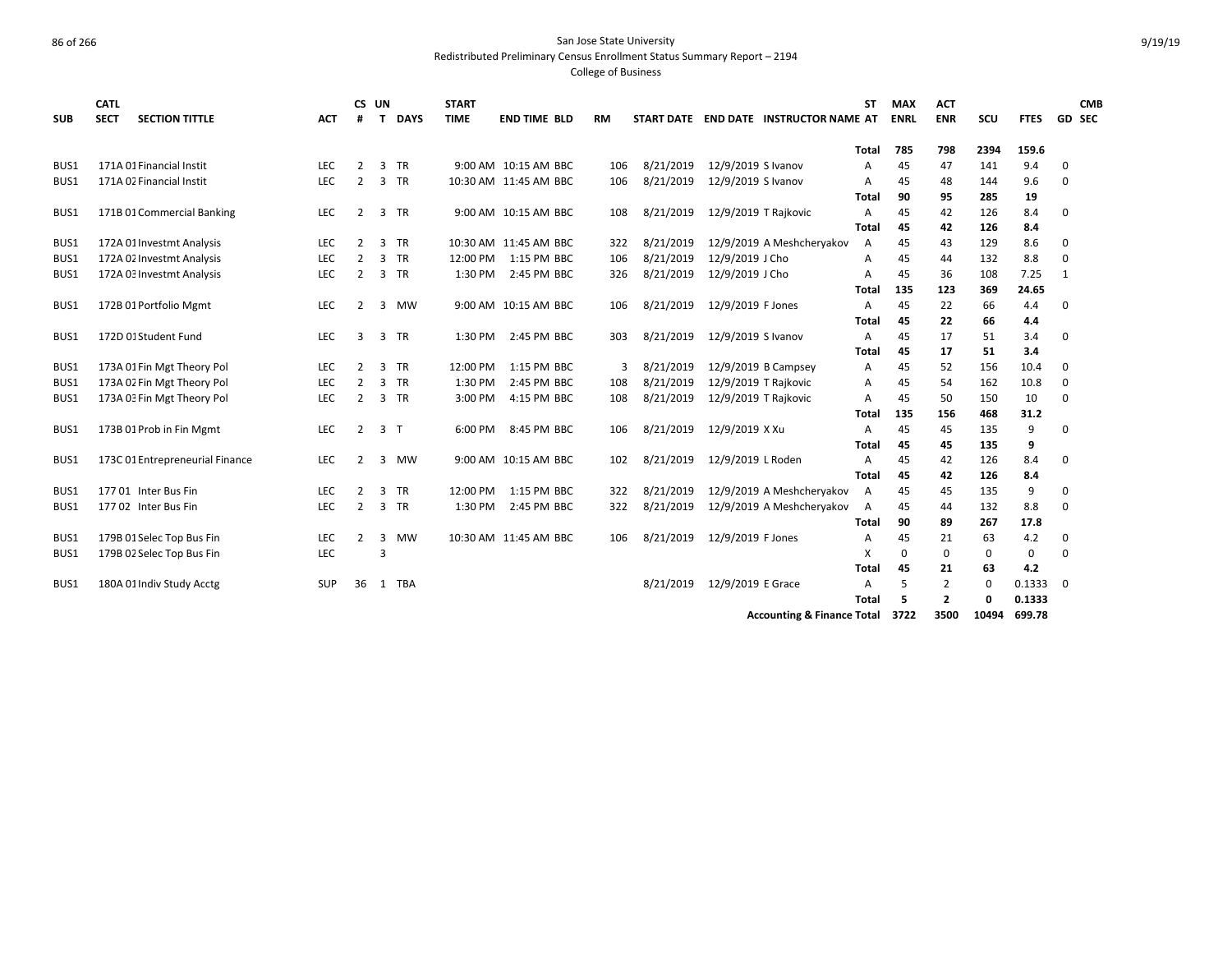San Jose State University
Redistributed Preliminary Census Enrollment Status Summary Report – 2194
College of Business

| SUB | CATL SECT | SECTION TITTLE | ACT | CS # | UN T | DAYS | START TIME | END TIME | BLD | RM | START DATE | END DATE | INSTRUCTOR NAME | ST AT | MAX ENRL | ACT ENR | SCU | FTES | GD | CMB SEC |
|---|---|---|---|---|---|---|---|---|---|---|---|---|---|---|---|---|---|---|---|---|
| | | | | | | | | | | | | | | **Total** | **785** | **798** | **2394** | **159.6** | | |
| BUS1 | 171A 01 | Financial Instit | LEC | 2 | 3 | TR | 9:00 AM | 10:15 AM | BBC | 106 | 8/21/2019 | 12/9/2019 | S Ivanov | A | 45 | 47 | 141 | 9.4 | 0 | |
| BUS1 | 171A 02 | Financial Instit | LEC | 2 | 3 | TR | 10:30 AM | 11:45 AM | BBC | 106 | 8/21/2019 | 12/9/2019 | S Ivanov | A | 45 | 48 | 144 | 9.6 | 0 | |
| | | | | | | | | | | | | | | **Total** | **90** | **95** | **285** | **19** | | |
| BUS1 | 171B 01 | Commercial Banking | LEC | 2 | 3 | TR | 9:00 AM | 10:15 AM | BBC | 108 | 8/21/2019 | 12/9/2019 | T Rajkovic | A | 45 | 42 | 126 | 8.4 | 0 | |
| | | | | | | | | | | | | | | **Total** | **45** | **42** | **126** | **8.4** | | |
| BUS1 | 172A 01 | Investmt Analysis | LEC | 2 | 3 | TR | 10:30 AM | 11:45 AM | BBC | 322 | 8/21/2019 | 12/9/2019 | A Meshcheryakov | A | 45 | 43 | 129 | 8.6 | 0 | |
| BUS1 | 172A 02 | Investmt Analysis | LEC | 2 | 3 | TR | 12:00 PM | 1:15 PM | BBC | 106 | 8/21/2019 | 12/9/2019 | J Cho | A | 45 | 44 | 132 | 8.8 | 0 | |
| BUS1 | 172A 03 | Investmt Analysis | LEC | 2 | 3 | TR | 1:30 PM | 2:45 PM | BBC | 326 | 8/21/2019 | 12/9/2019 | J Cho | A | 45 | 36 | 108 | 7.25 | 1 | |
| | | | | | | | | | | | | | | **Total** | **135** | **123** | **369** | **24.65** | | |
| BUS1 | 172B 01 | Portfolio Mgmt | LEC | 2 | 3 | MW | 9:00 AM | 10:15 AM | BBC | 106 | 8/21/2019 | 12/9/2019 | F Jones | A | 45 | 22 | 66 | 4.4 | 0 | |
| | | | | | | | | | | | | | | **Total** | **45** | **22** | **66** | **4.4** | | |
| BUS1 | 172D 01 | Student Fund | LEC | 3 | 3 | TR | 1:30 PM | 2:45 PM | BBC | 303 | 8/21/2019 | 12/9/2019 | S Ivanov | A | 45 | 17 | 51 | 3.4 | 0 | |
| | | | | | | | | | | | | | | **Total** | **45** | **17** | **51** | **3.4** | | |
| BUS1 | 173A 01 | Fin Mgt Theory Pol | LEC | 2 | 3 | TR | 12:00 PM | 1:15 PM | BBC | 3 | 8/21/2019 | 12/9/2019 | B Campsey | A | 45 | 52 | 156 | 10.4 | 0 | |
| BUS1 | 173A 02 | Fin Mgt Theory Pol | LEC | 2 | 3 | TR | 1:30 PM | 2:45 PM | BBC | 108 | 8/21/2019 | 12/9/2019 | T Rajkovic | A | 45 | 54 | 162 | 10.8 | 0 | |
| BUS1 | 173A 03 | Fin Mgt Theory Pol | LEC | 2 | 3 | TR | 3:00 PM | 4:15 PM | BBC | 108 | 8/21/2019 | 12/9/2019 | T Rajkovic | A | 45 | 50 | 150 | 10 | 0 | |
| | | | | | | | | | | | | | | **Total** | **135** | **156** | **468** | **31.2** | | |
| BUS1 | 173B 01 | Prob in Fin Mgmt | LEC | 2 | 3 | T | 6:00 PM | 8:45 PM | BBC | 106 | 8/21/2019 | 12/9/2019 | X Xu | A | 45 | 45 | 135 | 9 | 0 | |
| | | | | | | | | | | | | | | **Total** | **45** | **45** | **135** | **9** | | |
| BUS1 | 173C 01 | Entrepreneurial Finance | LEC | 2 | 3 | MW | 9:00 AM | 10:15 AM | BBC | 102 | 8/21/2019 | 12/9/2019 | L Roden | A | 45 | 42 | 126 | 8.4 | 0 | |
| | | | | | | | | | | | | | | **Total** | **45** | **42** | **126** | **8.4** | | |
| BUS1 | 177 01 | Inter Bus Fin | LEC | 2 | 3 | TR | 12:00 PM | 1:15 PM | BBC | 322 | 8/21/2019 | 12/9/2019 | A Meshcheryakov | A | 45 | 45 | 135 | 9 | 0 | |
| BUS1 | 177 02 | Inter Bus Fin | LEC | 2 | 3 | TR | 1:30 PM | 2:45 PM | BBC | 322 | 8/21/2019 | 12/9/2019 | A Meshcheryakov | A | 45 | 44 | 132 | 8.8 | 0 | |
| | | | | | | | | | | | | | | **Total** | **90** | **89** | **267** | **17.8** | | |
| BUS1 | 179B 01 | Selec Top Bus Fin | LEC | 2 | 3 | MW | 10:30 AM | 11:45 AM | BBC | 106 | 8/21/2019 | 12/9/2019 | F Jones | A | 45 | 21 | 63 | 4.2 | 0 | |
| BUS1 | 179B 02 | Selec Top Bus Fin | LEC | | 3 | | | | | | | | | X | 0 | 0 | 0 | 0 | 0 | |
| | | | | | | | | | | | | | | **Total** | **45** | **21** | **63** | **4.2** | | |
| BUS1 | 180A 01 | Indiv Study Acctg | SUP | 36 | 1 | TBA | | | | | 8/21/2019 | 12/9/2019 | E Grace | A | 5 | 2 | 0 | 0.1333 | 0 | |
| | | | | | | | | | | | | | | **Total** | **5** | **2** | **0** | **0.1333** | | |
| | | | | | | | | | | | | | **Accounting & Finance Total** | | **3722** | **3500** | **10494** | **699.78** | | |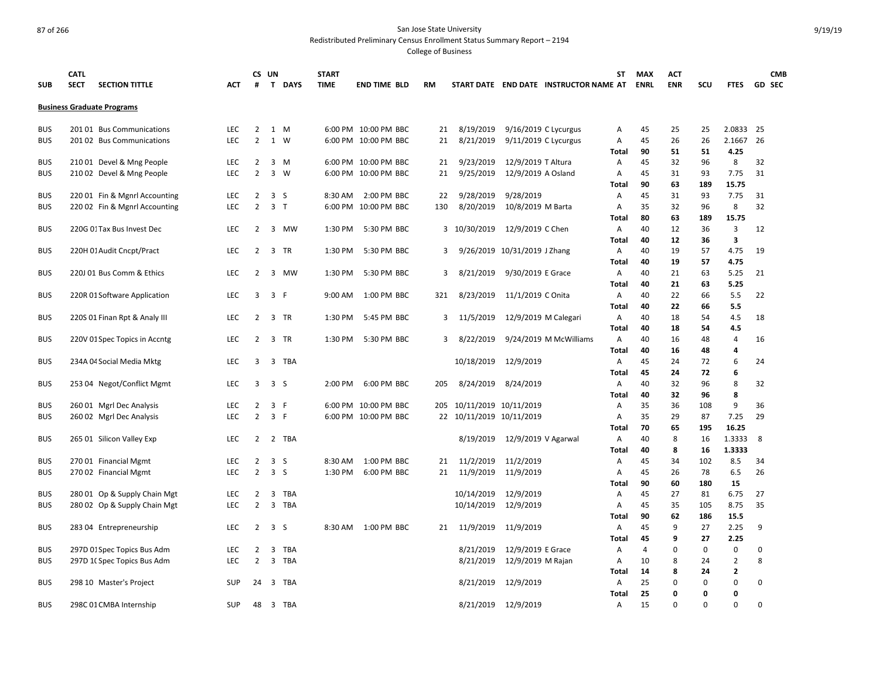San Jose State University

Redistributed Preliminary Census Enrollment Status Summary Report – 2194

College of Business

| SUB | CATL SECT | SECTION TITTLE | ACT | CS # | UN T | DAYS | START TIME | END TIME | BLD | RM | START DATE | END DATE | INSTRUCTOR NAME | ST AT | MAX ENRL | ACT ENR | SCU | FTES | GD | CMB SEC |
|---|---|---|---|---|---|---|---|---|---|---|---|---|---|---|---|---|---|---|---|---|
| **Business Graduate Programs** | | | | | | | | | | | | | | | | | | | | |
| BUS | 201 01 | Bus Communications | LEC | 2 | 1 | M | 6:00 PM | 10:00 PM | BBC | 21 | 8/19/2019 | 9/16/2019 | C Lycurgus | A | 45 | 25 | 25 | 2.0833 | 25 | |
| BUS | 201 02 | Bus Communications | LEC | 2 | 1 | W | 6:00 PM | 10:00 PM | BBC | 21 | 8/21/2019 | 9/11/2019 | C Lycurgus | A | 45 | 26 | 26 | 2.1667 | 26 | |
| | | | | | | | | | | | | | | **Total** | **90** | **51** | **51** | **4.25** | | |
| BUS | 210 01 | Devel & Mng People | LEC | 2 | 3 | M | 6:00 PM | 10:00 PM | BBC | 21 | 9/23/2019 | 12/9/2019 | T Altura | A | 45 | 32 | 96 | 8 | 32 | |
| BUS | 210 02 | Devel & Mng People | LEC | 2 | 3 | W | 6:00 PM | 10:00 PM | BBC | 21 | 9/25/2019 | 12/9/2019 | A Osland | A | 45 | 31 | 93 | 7.75 | 31 | |
| | | | | | | | | | | | | | | **Total** | **90** | **63** | **189** | **15.75** | | |
| BUS | 220 01 | Fin & Mgnrl Accounting | LEC | 2 | 3 | S | 8:30 AM | 2:00 PM | BBC | 22 | 9/28/2019 | 9/28/2019 | | A | 45 | 31 | 93 | 7.75 | 31 | |
| BUS | 220 02 | Fin & Mgnrl Accounting | LEC | 2 | 3 | T | 6:00 PM | 10:00 PM | BBC | 130 | 8/20/2019 | 10/8/2019 | M Barta | A | 35 | 32 | 96 | 8 | 32 | |
| | | | | | | | | | | | | | | **Total** | **80** | **63** | **189** | **15.75** | | |
| BUS | 220G 01 | Tax Bus Invest Dec | LEC | 2 | 3 | MW | 1:30 PM | 5:30 PM | BBC | 3 | 10/30/2019 | 12/9/2019 | C Chen | A | 40 | 12 | 36 | 3 | 12 | |
| | | | | | | | | | | | | | | **Total** | **40** | **12** | **36** | **3** | | |
| BUS | 220H 01 | Audit Cncpt/Pract | LEC | 2 | 3 | TR | 1:30 PM | 5:30 PM | BBC | 3 | 9/26/2019 | 10/31/2019 | J Zhang | A | 40 | 19 | 57 | 4.75 | 19 | |
| | | | | | | | | | | | | | | **Total** | **40** | **19** | **57** | **4.75** | | |
| BUS | 220J 01 | Bus Comm & Ethics | LEC | 2 | 3 | MW | 1:30 PM | 5:30 PM | BBC | 3 | 8/21/2019 | 9/30/2019 | E Grace | A | 40 | 21 | 63 | 5.25 | 21 | |
| | | | | | | | | | | | | | | **Total** | **40** | **21** | **63** | **5.25** | | |
| BUS | 220R 01 | Software Application | LEC | 3 | 3 | F | 9:00 AM | 1:00 PM | BBC | 321 | 8/23/2019 | 11/1/2019 | C Onita | A | 40 | 22 | 66 | 5.5 | 22 | |
| | | | | | | | | | | | | | | **Total** | **40** | **22** | **66** | **5.5** | | |
| BUS | 220S 01 | Finan Rpt & Analy III | LEC | 2 | 3 | TR | 1:30 PM | 5:45 PM | BBC | 3 | 11/5/2019 | 12/9/2019 | M Calegari | A | 40 | 18 | 54 | 4.5 | 18 | |
| | | | | | | | | | | | | | | **Total** | **40** | **18** | **54** | **4.5** | | |
| BUS | 220V 01 | Spec Topics in Accntg | LEC | 2 | 3 | TR | 1:30 PM | 5:30 PM | BBC | 3 | 8/22/2019 | 9/24/2019 | M McWilliams | A | 40 | 16 | 48 | 4 | 16 | |
| | | | | | | | | | | | | | | **Total** | **40** | **16** | **48** | **4** | | |
| BUS | 234A 04 | Social Media Mktg | LEC | 3 | 3 | TBA | | | | | 10/18/2019 | 12/9/2019 | | A | 45 | 24 | 72 | 6 | 24 | |
| | | | | | | | | | | | | | | **Total** | **45** | **24** | **72** | **6** | | |
| BUS | 253 04 | Negot/Conflict Mgmt | LEC | 3 | 3 | S | 2:00 PM | 6:00 PM | BBC | 205 | 8/24/2019 | 8/24/2019 | | A | 40 | 32 | 96 | 8 | 32 | |
| | | | | | | | | | | | | | | **Total** | **40** | **32** | **96** | **8** | | |
| BUS | 260 01 | Mgrl Dec Analysis | LEC | 2 | 3 | F | 6:00 PM | 10:00 PM | BBC | 205 | 10/11/2019 | 10/11/2019 | | A | 35 | 36 | 108 | 9 | 36 | |
| BUS | 260 02 | Mgrl Dec Analysis | LEC | 2 | 3 | F | 6:00 PM | 10:00 PM | BBC | 22 | 10/11/2019 | 10/11/2019 | | A | 35 | 29 | 87 | 7.25 | 29 | |
| | | | | | | | | | | | | | | **Total** | **70** | **65** | **195** | **16.25** | | |
| BUS | 265 01 | Silicon Valley Exp | LEC | 2 | 2 | TBA | | | | | 8/19/2019 | 12/9/2019 | V Agarwal | A | 40 | 8 | 16 | 1.3333 | 8 | |
| | | | | | | | | | | | | | | **Total** | **40** | **8** | **16** | **1.3333** | | |
| BUS | 270 01 | Financial Mgmt | LEC | 2 | 3 | S | 8:30 AM | 1:00 PM | BBC | 21 | 11/2/2019 | 11/2/2019 | | A | 45 | 34 | 102 | 8.5 | 34 | |
| BUS | 270 02 | Financial Mgmt | LEC | 2 | 3 | S | 1:30 PM | 6:00 PM | BBC | 21 | 11/9/2019 | 11/9/2019 | | A | 45 | 26 | 78 | 6.5 | 26 | |
| | | | | | | | | | | | | | | **Total** | **90** | **60** | **180** | **15** | | |
| BUS | 280 01 | Op & Supply Chain Mgt | LEC | 2 | 3 | TBA | | | | | 10/14/2019 | 12/9/2019 | | A | 45 | 27 | 81 | 6.75 | 27 | |
| BUS | 280 02 | Op & Supply Chain Mgt | LEC | 2 | 3 | TBA | | | | | 10/14/2019 | 12/9/2019 | | A | 45 | 35 | 105 | 8.75 | 35 | |
| | | | | | | | | | | | | | | **Total** | **90** | **62** | **186** | **15.5** | | |
| BUS | 283 04 | Entrepreneurship | LEC | 2 | 3 | S | 8:30 AM | 1:00 PM | BBC | 21 | 11/9/2019 | 11/9/2019 | | A | 45 | 9 | 27 | 2.25 | 9 | |
| | | | | | | | | | | | | | | **Total** | **45** | **9** | **27** | **2.25** | | |
| BUS | 297D 01 | Spec Topics Bus Adm | LEC | 2 | 3 | TBA | | | | | 8/21/2019 | 12/9/2019 | E Grace | A | 4 | 0 | 0 | 0 | 0 | |
| BUS | 297D 10 | Spec Topics Bus Adm | LEC | 2 | 3 | TBA | | | | | 8/21/2019 | 12/9/2019 | M Rajan | A | 10 | 8 | 24 | 2 | 8 | |
| | | | | | | | | | | | | | | **Total** | **14** | **8** | **24** | **2** | | |
| BUS | 298 10 | Master's Project | SUP | 24 | 3 | TBA | | | | | 8/21/2019 | 12/9/2019 | | A | 25 | 0 | 0 | 0 | 0 | |
| | | | | | | | | | | | | | | **Total** | **25** | **0** | **0** | **0** | | |
| BUS | 298C 01 | CMBA Internship | SUP | 48 | 3 | TBA | | | | | 8/21/2019 | 12/9/2019 | | A | 15 | 0 | 0 | 0 | 0 | |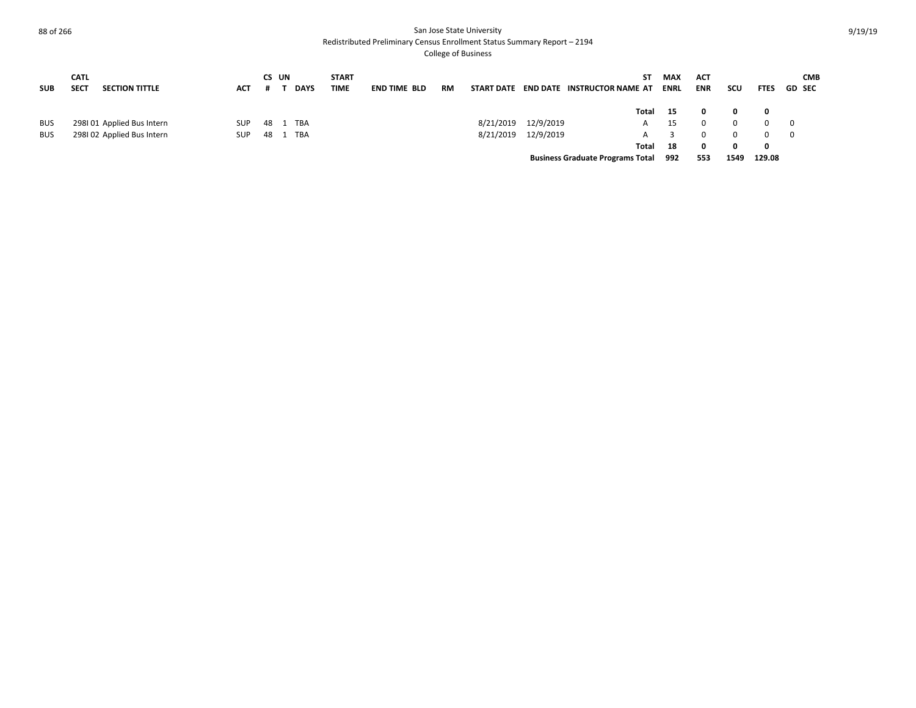San Jose State University

Redistributed Preliminary Census Enrollment Status Summary Report – 2194

College of Business

| SUB | CATL SECT | SECTION TITTLE | ACT | CS # | UN T | DAYS | START TIME | END TIME | BLD | RM | START DATE | END DATE | INSTRUCTOR NAME | ST AT | MAX ENRL | ACT ENR | SCU | FTES | GD | CMB SEC |
|---|---|---|---|---|---|---|---|---|---|---|---|---|---|---|---|---|---|---|---|---|
| | | | | | | | | | | | | | | **Total** | **15** | **0** | **0** | **0** | | |
| BUS | 298I 01 | Applied Bus Intern | SUP | 48 | 1 | TBA | | | | | 8/21/2019 | 12/9/2019 | | A | 15 | 0 | 0 | 0 | 0 | |
| BUS | 298I 02 | Applied Bus Intern | SUP | 48 | 1 | TBA | | | | | 8/21/2019 | 12/9/2019 | | A | 3 | 0 | 0 | 0 | 0 | |
| | | | | | | | | | | | | | | **Total** | **18** | **0** | **0** | **0** | | |
| | | | | | | | | | | | | | **Business Graduate Programs Total** | | **992** | **553** | **1549** | **129.08** | | |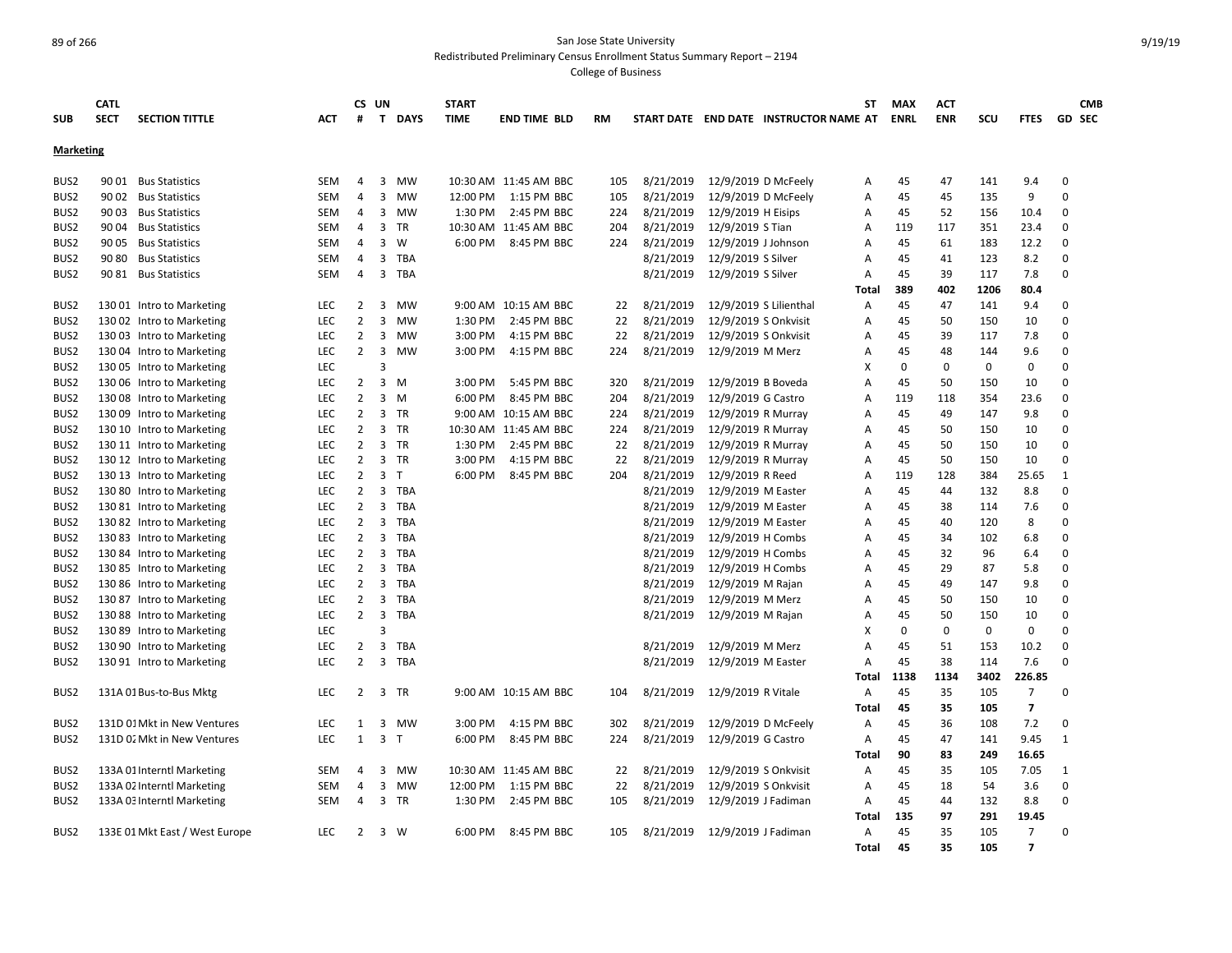San Jose State University

Redistributed Preliminary Census Enrollment Status Summary Report – 2194

College of Business

| SUB | CATL SECT | SECTION TITTLE | ACT | CS # | UN T | DAYS | START TIME | END TIME | BLD | RM | START DATE | END DATE | INSTRUCTOR NAME | ST AT | MAX ENRL | ACT ENR | SCU | FTES | GD | CMB SEC |
|---|---|---|---|---|---|---|---|---|---|---|---|---|---|---|---|---|---|---|---|---|
| **Marketing** | | | | | | | | | | | | | | | | | | | | |
| BUS2 | 90 01 | Bus Statistics | SEM | 4 | 3 | MW | 10:30 AM | 11:45 AM | BBC | 105 | 8/21/2019 | 12/9/2019 | D McFeely | A | 45 | 47 | 141 | 9.4 | 0 | |
| BUS2 | 90 02 | Bus Statistics | SEM | 4 | 3 | MW | 12:00 PM | 1:15 PM | BBC | 105 | 8/21/2019 | 12/9/2019 | D McFeely | A | 45 | 45 | 135 | 9 | 0 | |
| BUS2 | 90 03 | Bus Statistics | SEM | 4 | 3 | MW | 1:30 PM | 2:45 PM | BBC | 224 | 8/21/2019 | 12/9/2019 | H Eisips | A | 45 | 52 | 156 | 10.4 | 0 | |
| BUS2 | 90 04 | Bus Statistics | SEM | 4 | 3 | TR | 10:30 AM | 11:45 AM | BBC | 204 | 8/21/2019 | 12/9/2019 | S Tian | A | 119 | 117 | 351 | 23.4 | 0 | |
| BUS2 | 90 05 | Bus Statistics | SEM | 4 | 3 | W | 6:00 PM | 8:45 PM | BBC | 224 | 8/21/2019 | 12/9/2019 | J Johnson | A | 45 | 61 | 183 | 12.2 | 0 | |
| BUS2 | 90 80 | Bus Statistics | SEM | 4 | 3 | TBA | | | | | 8/21/2019 | 12/9/2019 | S Silver | A | 45 | 41 | 123 | 8.2 | 0 | |
| BUS2 | 90 81 | Bus Statistics | SEM | 4 | 3 | TBA | | | | | 8/21/2019 | 12/9/2019 | S Silver | A | 45 | 39 | 117 | 7.8 | 0 | |
| | | | | | | | | | | | | | | **Total** | **389** | **402** | **1206** | **80.4** | | |
| BUS2 | 130 01 | Intro to Marketing | LEC | 2 | 3 | MW | 9:00 AM | 10:15 AM | BBC | 22 | 8/21/2019 | 12/9/2019 | S Lilienthal | A | 45 | 47 | 141 | 9.4 | 0 | |
| BUS2 | 130 02 | Intro to Marketing | LEC | 2 | 3 | MW | 1:30 PM | 2:45 PM | BBC | 22 | 8/21/2019 | 12/9/2019 | S Onkvisit | A | 45 | 50 | 150 | 10 | 0 | |
| BUS2 | 130 03 | Intro to Marketing | LEC | 2 | 3 | MW | 3:00 PM | 4:15 PM | BBC | 22 | 8/21/2019 | 12/9/2019 | S Onkvisit | A | 45 | 39 | 117 | 7.8 | 0 | |
| BUS2 | 130 04 | Intro to Marketing | LEC | 2 | 3 | MW | 3:00 PM | 4:15 PM | BBC | 224 | 8/21/2019 | 12/9/2019 | M Merz | A | 45 | 48 | 144 | 9.6 | 0 | |
| BUS2 | 130 05 | Intro to Marketing | LEC | | 3 | | | | | | | | | X | 0 | 0 | 0 | 0 | 0 | |
| BUS2 | 130 06 | Intro to Marketing | LEC | 2 | 3 | M | 3:00 PM | 5:45 PM | BBC | 320 | 8/21/2019 | 12/9/2019 | B Boveda | A | 45 | 50 | 150 | 10 | 0 | |
| BUS2 | 130 08 | Intro to Marketing | LEC | 2 | 3 | M | 6:00 PM | 8:45 PM | BBC | 204 | 8/21/2019 | 12/9/2019 | G Castro | A | 119 | 118 | 354 | 23.6 | 0 | |
| BUS2 | 130 09 | Intro to Marketing | LEC | 2 | 3 | TR | 9:00 AM | 10:15 AM | BBC | 224 | 8/21/2019 | 12/9/2019 | R Murray | A | 45 | 49 | 147 | 9.8 | 0 | |
| BUS2 | 130 10 | Intro to Marketing | LEC | 2 | 3 | TR | 10:30 AM | 11:45 AM | BBC | 224 | 8/21/2019 | 12/9/2019 | R Murray | A | 45 | 50 | 150 | 10 | 0 | |
| BUS2 | 130 11 | Intro to Marketing | LEC | 2 | 3 | TR | 1:30 PM | 2:45 PM | BBC | 22 | 8/21/2019 | 12/9/2019 | R Murray | A | 45 | 50 | 150 | 10 | 0 | |
| BUS2 | 130 12 | Intro to Marketing | LEC | 2 | 3 | TR | 3:00 PM | 4:15 PM | BBC | 22 | 8/21/2019 | 12/9/2019 | R Murray | A | 45 | 50 | 150 | 10 | 0 | |
| BUS2 | 130 13 | Intro to Marketing | LEC | 2 | 3 | T | 6:00 PM | 8:45 PM | BBC | 204 | 8/21/2019 | 12/9/2019 | R Reed | A | 119 | 128 | 384 | 25.65 | 1 | |
| BUS2 | 130 80 | Intro to Marketing | LEC | 2 | 3 | TBA | | | | | 8/21/2019 | 12/9/2019 | M Easter | A | 45 | 44 | 132 | 8.8 | 0 | |
| BUS2 | 130 81 | Intro to Marketing | LEC | 2 | 3 | TBA | | | | | 8/21/2019 | 12/9/2019 | M Easter | A | 45 | 38 | 114 | 7.6 | 0 | |
| BUS2 | 130 82 | Intro to Marketing | LEC | 2 | 3 | TBA | | | | | 8/21/2019 | 12/9/2019 | M Easter | A | 45 | 40 | 120 | 8 | 0 | |
| BUS2 | 130 83 | Intro to Marketing | LEC | 2 | 3 | TBA | | | | | 8/21/2019 | 12/9/2019 | H Combs | A | 45 | 34 | 102 | 6.8 | 0 | |
| BUS2 | 130 84 | Intro to Marketing | LEC | 2 | 3 | TBA | | | | | 8/21/2019 | 12/9/2019 | H Combs | A | 45 | 32 | 96 | 6.4 | 0 | |
| BUS2 | 130 85 | Intro to Marketing | LEC | 2 | 3 | TBA | | | | | 8/21/2019 | 12/9/2019 | H Combs | A | 45 | 29 | 87 | 5.8 | 0 | |
| BUS2 | 130 86 | Intro to Marketing | LEC | 2 | 3 | TBA | | | | | 8/21/2019 | 12/9/2019 | M Rajan | A | 45 | 49 | 147 | 9.8 | 0 | |
| BUS2 | 130 87 | Intro to Marketing | LEC | 2 | 3 | TBA | | | | | 8/21/2019 | 12/9/2019 | M Merz | A | 45 | 50 | 150 | 10 | 0 | |
| BUS2 | 130 88 | Intro to Marketing | LEC | 2 | 3 | TBA | | | | | 8/21/2019 | 12/9/2019 | M Rajan | A | 45 | 50 | 150 | 10 | 0 | |
| BUS2 | 130 89 | Intro to Marketing | LEC | | 3 | | | | | | | | | X | 0 | 0 | 0 | 0 | 0 | |
| BUS2 | 130 90 | Intro to Marketing | LEC | 2 | 3 | TBA | | | | | 8/21/2019 | 12/9/2019 | M Merz | A | 45 | 51 | 153 | 10.2 | 0 | |
| BUS2 | 130 91 | Intro to Marketing | LEC | 2 | 3 | TBA | | | | | 8/21/2019 | 12/9/2019 | M Easter | A | 45 | 38 | 114 | 7.6 | 0 | |
| | | | | | | | | | | | | | | **Total** | **1138** | **1134** | **3402** | **226.85** | | |
| BUS2 | 131A 01 | Bus-to-Bus Mktg | LEC | 2 | 3 | TR | 9:00 AM | 10:15 AM | BBC | 104 | 8/21/2019 | 12/9/2019 | R Vitale | A | 45 | 35 | 105 | 7 | 0 | |
| | | | | | | | | | | | | | | **Total** | **45** | **35** | **105** | **7** | | |
| BUS2 | 131D 01 | Mkt in New Ventures | LEC | 1 | 3 | MW | 3:00 PM | 4:15 PM | BBC | 302 | 8/21/2019 | 12/9/2019 | D McFeely | A | 45 | 36 | 108 | 7.2 | 0 | |
| BUS2 | 131D 02 | Mkt in New Ventures | LEC | 1 | 3 | T | 6:00 PM | 8:45 PM | BBC | 224 | 8/21/2019 | 12/9/2019 | G Castro | A | 45 | 47 | 141 | 9.45 | 1 | |
| | | | | | | | | | | | | | | **Total** | **90** | **83** | **249** | **16.65** | | |
| BUS2 | 133A 01 | Interntl Marketing | SEM | 4 | 3 | MW | 10:30 AM | 11:45 AM | BBC | 22 | 8/21/2019 | 12/9/2019 | S Onkvisit | A | 45 | 35 | 105 | 7.05 | 1 | |
| BUS2 | 133A 02 | Interntl Marketing | SEM | 4 | 3 | MW | 12:00 PM | 1:15 PM | BBC | 22 | 8/21/2019 | 12/9/2019 | S Onkvisit | A | 45 | 18 | 54 | 3.6 | 0 | |
| BUS2 | 133A 03 | Interntl Marketing | SEM | 4 | 3 | TR | 1:30 PM | 2:45 PM | BBC | 105 | 8/21/2019 | 12/9/2019 | J Fadiman | A | 45 | 44 | 132 | 8.8 | 0 | |
| | | | | | | | | | | | | | | **Total** | **135** | **97** | **291** | **19.45** | | |
| BUS2 | 133E 01 | Mkt East / West Europe | LEC | 2 | 3 | W | 6:00 PM | 8:45 PM | BBC | 105 | 8/21/2019 | 12/9/2019 | J Fadiman | A | 45 | 35 | 105 | 7 | 0 | |
| | | | | | | | | | | | | | | **Total** | **45** | **35** | **105** | **7** | | |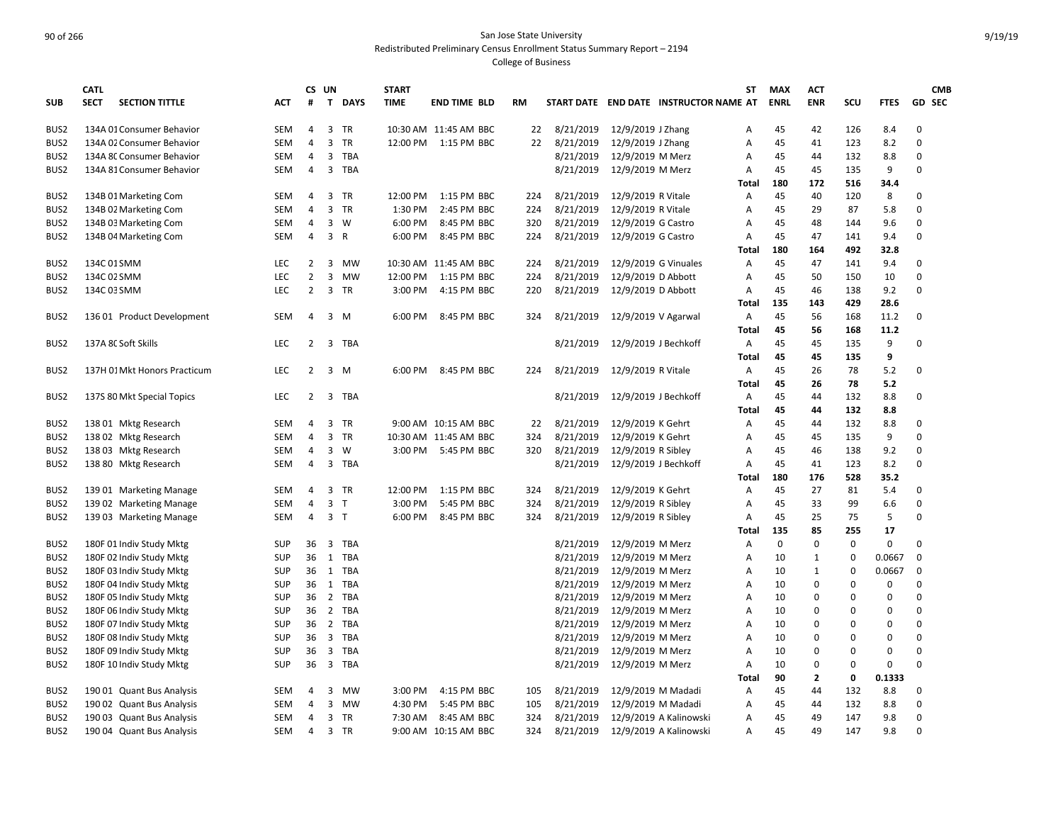San Jose State University
Redistributed Preliminary Census Enrollment Status Summary Report – 2194
College of Business

| SUB | CATL | SECT | SECTION TITTLE | ACT | CS # | UN T | DAYS | START TIME | END TIME | BLD | RM | START DATE | END DATE | INSTRUCTOR NAME | ST AT | MAX ENRL | ACT ENR | SCU | FTES | GD | CMB SEC |
|---|---|---|---|---|---|---|---|---|---|---|---|---|---|---|---|---|---|---|---|---|---|
| BUS2 | 134A | 01 | Consumer Behavior | SEM | 4 | 3 | TR | 10:30 AM | 11:45 AM | BBC | 22 | 8/21/2019 | 12/9/2019 | J Zhang | A | 45 | 42 | 126 | 8.4 | 0 | |
| BUS2 | 134A | 02 | Consumer Behavior | SEM | 4 | 3 | TR | 12:00 PM | 1:15 PM | BBC | 22 | 8/21/2019 | 12/9/2019 | J Zhang | A | 45 | 41 | 123 | 8.2 | 0 | |
| BUS2 | 134A | 80 | Consumer Behavior | SEM | 4 | 3 | TBA | | | | | 8/21/2019 | 12/9/2019 | M Merz | A | 45 | 44 | 132 | 8.8 | 0 | |
| BUS2 | 134A | 81 | Consumer Behavior | SEM | 4 | 3 | TBA | | | | | 8/21/2019 | 12/9/2019 | M Merz | A | 45 | 45 | 135 | 9 | 0 | |
| | | | | | | | | | | | | | | | Total | 180 | 172 | 516 | 34.4 | | |
| BUS2 | 134B | 01 | Marketing Com | SEM | 4 | 3 | TR | 12:00 PM | 1:15 PM | BBC | 224 | 8/21/2019 | 12/9/2019 | R Vitale | A | 45 | 40 | 120 | 8 | 0 | |
| BUS2 | 134B | 02 | Marketing Com | SEM | 4 | 3 | TR | 1:30 PM | 2:45 PM | BBC | 224 | 8/21/2019 | 12/9/2019 | R Vitale | A | 45 | 29 | 87 | 5.8 | 0 | |
| BUS2 | 134B | 03 | Marketing Com | SEM | 4 | 3 | W | 6:00 PM | 8:45 PM | BBC | 320 | 8/21/2019 | 12/9/2019 | G Castro | A | 45 | 48 | 144 | 9.6 | 0 | |
| BUS2 | 134B | 04 | Marketing Com | SEM | 4 | 3 | R | 6:00 PM | 8:45 PM | BBC | 224 | 8/21/2019 | 12/9/2019 | G Castro | A | 45 | 47 | 141 | 9.4 | 0 | |
| | | | | | | | | | | | | | | | Total | 180 | 164 | 492 | 32.8 | | |
| BUS2 | 134C | 01 | SMM | LEC | 2 | 3 | MW | 10:30 AM | 11:45 AM | BBC | 224 | 8/21/2019 | 12/9/2019 | G Vinuales | A | 45 | 47 | 141 | 9.4 | 0 | |
| BUS2 | 134C | 02 | SMM | LEC | 2 | 3 | MW | 12:00 PM | 1:15 PM | BBC | 224 | 8/21/2019 | 12/9/2019 | D Abbott | A | 45 | 50 | 150 | 10 | 0 | |
| BUS2 | 134C | 03 | SMM | LEC | 2 | 3 | TR | 3:00 PM | 4:15 PM | BBC | 220 | 8/21/2019 | 12/9/2019 | D Abbott | A | 45 | 46 | 138 | 9.2 | 0 | |
| | | | | | | | | | | | | | | | Total | 135 | 143 | 429 | 28.6 | | |
| BUS2 | 136 | 01 | Product Development | SEM | 4 | 3 | M | 6:00 PM | 8:45 PM | BBC | 324 | 8/21/2019 | 12/9/2019 | V Agarwal | A | 45 | 56 | 168 | 11.2 | 0 | |
| | | | | | | | | | | | | | | | Total | 45 | 56 | 168 | 11.2 | | |
| BUS2 | 137A | 80 | Soft Skills | LEC | 2 | 3 | TBA | | | | | 8/21/2019 | 12/9/2019 | J Bechkoff | A | 45 | 45 | 135 | 9 | 0 | |
| | | | | | | | | | | | | | | | Total | 45 | 45 | 135 | 9 | | |
| BUS2 | 137H | 01 | Mkt Honors Practicum | LEC | 2 | 3 | M | 6:00 PM | 8:45 PM | BBC | 224 | 8/21/2019 | 12/9/2019 | R Vitale | A | 45 | 26 | 78 | 5.2 | 0 | |
| | | | | | | | | | | | | | | | Total | 45 | 26 | 78 | 5.2 | | |
| BUS2 | 137S | 80 | Mkt Special Topics | LEC | 2 | 3 | TBA | | | | | 8/21/2019 | 12/9/2019 | J Bechkoff | A | 45 | 44 | 132 | 8.8 | 0 | |
| | | | | | | | | | | | | | | | Total | 45 | 44 | 132 | 8.8 | | |
| BUS2 | 138 | 01 | Mktg Research | SEM | 4 | 3 | TR | 9:00 AM | 10:15 AM | BBC | 22 | 8/21/2019 | 12/9/2019 | K Gehrt | A | 45 | 44 | 132 | 8.8 | 0 | |
| BUS2 | 138 | 02 | Mktg Research | SEM | 4 | 3 | TR | 10:30 AM | 11:45 AM | BBC | 324 | 8/21/2019 | 12/9/2019 | K Gehrt | A | 45 | 45 | 135 | 9 | 0 | |
| BUS2 | 138 | 03 | Mktg Research | SEM | 4 | 3 | W | 3:00 PM | 5:45 PM | BBC | 320 | 8/21/2019 | 12/9/2019 | R Sibley | A | 45 | 46 | 138 | 9.2 | 0 | |
| BUS2 | 138 | 80 | Mktg Research | SEM | 4 | 3 | TBA | | | | | 8/21/2019 | 12/9/2019 | J Bechkoff | A | 45 | 41 | 123 | 8.2 | 0 | |
| | | | | | | | | | | | | | | | Total | 180 | 176 | 528 | 35.2 | | |
| BUS2 | 139 | 01 | Marketing Manage | SEM | 4 | 3 | TR | 12:00 PM | 1:15 PM | BBC | 324 | 8/21/2019 | 12/9/2019 | K Gehrt | A | 45 | 27 | 81 | 5.4 | 0 | |
| BUS2 | 139 | 02 | Marketing Manage | SEM | 4 | 3 | T | 3:00 PM | 5:45 PM | BBC | 324 | 8/21/2019 | 12/9/2019 | R Sibley | A | 45 | 33 | 99 | 6.6 | 0 | |
| BUS2 | 139 | 03 | Marketing Manage | SEM | 4 | 3 | T | 6:00 PM | 8:45 PM | BBC | 324 | 8/21/2019 | 12/9/2019 | R Sibley | A | 45 | 25 | 75 | 5 | 0 | |
| | | | | | | | | | | | | | | | Total | 135 | 85 | 255 | 17 | | |
| BUS2 | 180F | 01 | Indiv Study Mktg | SUP | 36 | 3 | TBA | | | | | 8/21/2019 | 12/9/2019 | M Merz | A | 0 | 0 | 0 | 0 | 0 | |
| BUS2 | 180F | 02 | Indiv Study Mktg | SUP | 36 | 1 | TBA | | | | | 8/21/2019 | 12/9/2019 | M Merz | A | 10 | 1 | 0 | 0.0667 | 0 | |
| BUS2 | 180F | 03 | Indiv Study Mktg | SUP | 36 | 1 | TBA | | | | | 8/21/2019 | 12/9/2019 | M Merz | A | 10 | 1 | 0 | 0.0667 | 0 | |
| BUS2 | 180F | 04 | Indiv Study Mktg | SUP | 36 | 1 | TBA | | | | | 8/21/2019 | 12/9/2019 | M Merz | A | 10 | 0 | 0 | 0 | 0 | |
| BUS2 | 180F | 05 | Indiv Study Mktg | SUP | 36 | 2 | TBA | | | | | 8/21/2019 | 12/9/2019 | M Merz | A | 10 | 0 | 0 | 0 | 0 | |
| BUS2 | 180F | 06 | Indiv Study Mktg | SUP | 36 | 2 | TBA | | | | | 8/21/2019 | 12/9/2019 | M Merz | A | 10 | 0 | 0 | 0 | 0 | |
| BUS2 | 180F | 07 | Indiv Study Mktg | SUP | 36 | 2 | TBA | | | | | 8/21/2019 | 12/9/2019 | M Merz | A | 10 | 0 | 0 | 0 | 0 | |
| BUS2 | 180F | 08 | Indiv Study Mktg | SUP | 36 | 3 | TBA | | | | | 8/21/2019 | 12/9/2019 | M Merz | A | 10 | 0 | 0 | 0 | 0 | |
| BUS2 | 180F | 09 | Indiv Study Mktg | SUP | 36 | 3 | TBA | | | | | 8/21/2019 | 12/9/2019 | M Merz | A | 10 | 0 | 0 | 0 | 0 | |
| BUS2 | 180F | 10 | Indiv Study Mktg | SUP | 36 | 3 | TBA | | | | | 8/21/2019 | 12/9/2019 | M Merz | A | 10 | 0 | 0 | 0 | 0 | |
| | | | | | | | | | | | | | | | Total | 90 | 2 | 0 | 0.1333 | | |
| BUS2 | 190 | 01 | Quant Bus Analysis | SEM | 4 | 3 | MW | 3:00 PM | 4:15 PM | BBC | 105 | 8/21/2019 | 12/9/2019 | M Madadi | A | 45 | 44 | 132 | 8.8 | 0 | |
| BUS2 | 190 | 02 | Quant Bus Analysis | SEM | 4 | 3 | MW | 4:30 PM | 5:45 PM | BBC | 105 | 8/21/2019 | 12/9/2019 | M Madadi | A | 45 | 44 | 132 | 8.8 | 0 | |
| BUS2 | 190 | 03 | Quant Bus Analysis | SEM | 4 | 3 | TR | 7:30 AM | 8:45 AM | BBC | 324 | 8/21/2019 | 12/9/2019 | A Kalinowski | A | 45 | 49 | 147 | 9.8 | 0 | |
| BUS2 | 190 | 04 | Quant Bus Analysis | SEM | 4 | 3 | TR | 9:00 AM | 10:15 AM | BBC | 324 | 8/21/2019 | 12/9/2019 | A Kalinowski | A | 45 | 49 | 147 | 9.8 | 0 | |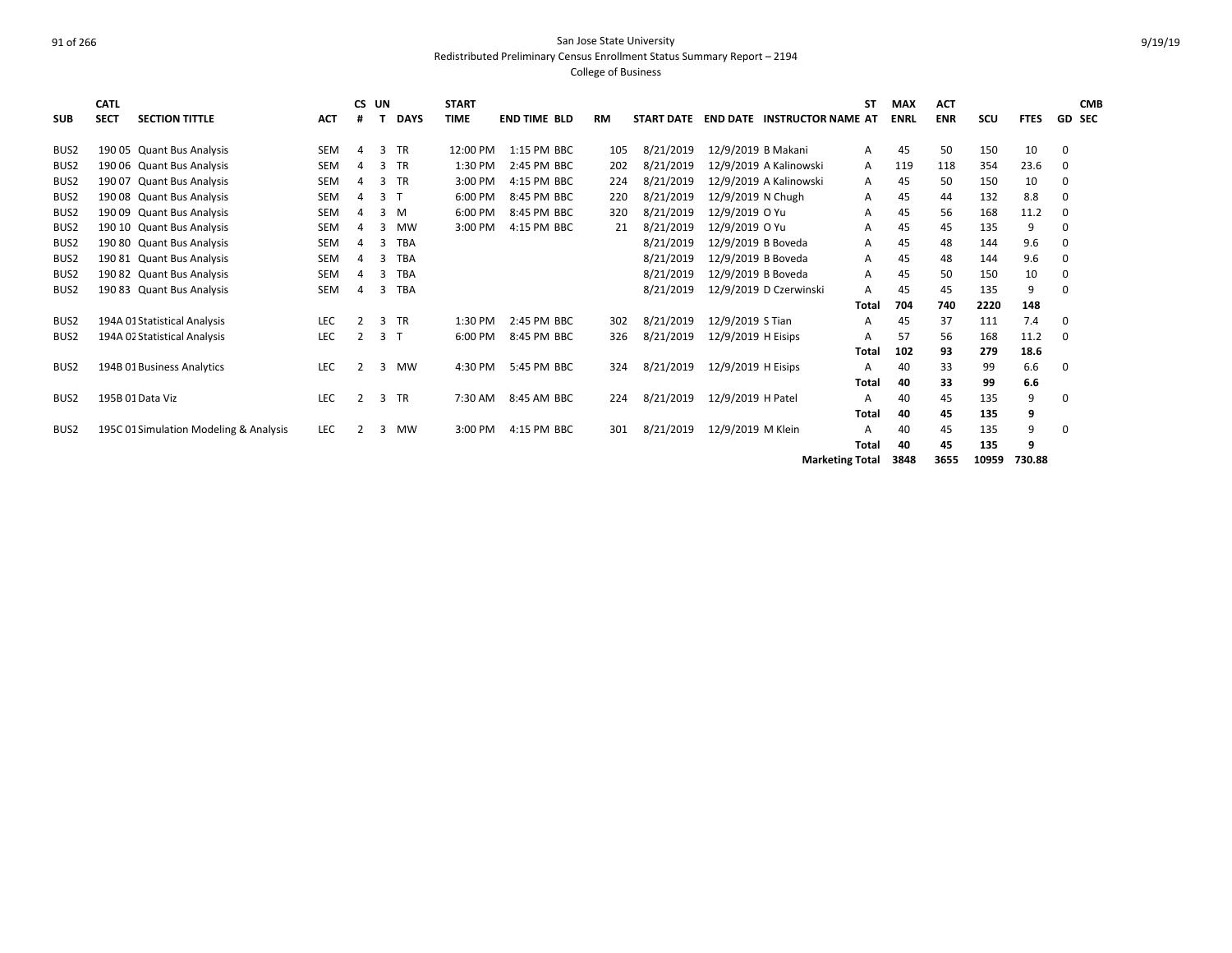San Jose State University

Redistributed Preliminary Census Enrollment Status Summary Report – 2194

College of Business

| SUB | CATL SECT | SECTION TITTLE | ACT | CS # | UN T | DAYS | START TIME | END TIME | BLD | RM | START DATE | END DATE | INSTRUCTOR NAME | ST AT | MAX ENRL | ACT ENR | SCU | FTES | GD | CMB SEC |
|---|---|---|---|---|---|---|---|---|---|---|---|---|---|---|---|---|---|---|---|---|
| BUS2 | 190 05 | Quant Bus Analysis | SEM | 4 | 3 | TR | 12:00 PM | 1:15 PM | BBC | 105 | 8/21/2019 | 12/9/2019 | B Makani | A | 45 | 50 | 150 | 10 | 0 | |
| BUS2 | 190 06 | Quant Bus Analysis | SEM | 4 | 3 | TR | 1:30 PM | 2:45 PM | BBC | 202 | 8/21/2019 | 12/9/2019 | A Kalinowski | A | 119 | 118 | 354 | 23.6 | 0 | |
| BUS2 | 190 07 | Quant Bus Analysis | SEM | 4 | 3 | TR | 3:00 PM | 4:15 PM | BBC | 224 | 8/21/2019 | 12/9/2019 | A Kalinowski | A | 45 | 50 | 150 | 10 | 0 | |
| BUS2 | 190 08 | Quant Bus Analysis | SEM | 4 | 3 | T | 6:00 PM | 8:45 PM | BBC | 220 | 8/21/2019 | 12/9/2019 | N Chugh | A | 45 | 44 | 132 | 8.8 | 0 | |
| BUS2 | 190 09 | Quant Bus Analysis | SEM | 4 | 3 | M | 6:00 PM | 8:45 PM | BBC | 320 | 8/21/2019 | 12/9/2019 | O Yu | A | 45 | 56 | 168 | 11.2 | 0 | |
| BUS2 | 190 10 | Quant Bus Analysis | SEM | 4 | 3 | MW | 3:00 PM | 4:15 PM | BBC | 21 | 8/21/2019 | 12/9/2019 | O Yu | A | 45 | 45 | 135 | 9 | 0 | |
| BUS2 | 190 80 | Quant Bus Analysis | SEM | 4 | 3 | TBA | | | | | 8/21/2019 | 12/9/2019 | B Boveda | A | 45 | 48 | 144 | 9.6 | 0 | |
| BUS2 | 190 81 | Quant Bus Analysis | SEM | 4 | 3 | TBA | | | | | 8/21/2019 | 12/9/2019 | B Boveda | A | 45 | 48 | 144 | 9.6 | 0 | |
| BUS2 | 190 82 | Quant Bus Analysis | SEM | 4 | 3 | TBA | | | | | 8/21/2019 | 12/9/2019 | B Boveda | A | 45 | 50 | 150 | 10 | 0 | |
| BUS2 | 190 83 | Quant Bus Analysis | SEM | 4 | 3 | TBA | | | | | 8/21/2019 | 12/9/2019 | D Czerwinski | A | 45 | 45 | 135 | 9 | 0 | |
| | | | | | | | | | | | | | | **Total** | **704** | **740** | **2220** | **148** | | |
| BUS2 | 194A 01 | Statistical Analysis | LEC | 2 | 3 | TR | 1:30 PM | 2:45 PM | BBC | 302 | 8/21/2019 | 12/9/2019 | S Tian | A | 45 | 37 | 111 | 7.4 | 0 | |
| BUS2 | 194A 02 | Statistical Analysis | LEC | 2 | 3 | T | 6:00 PM | 8:45 PM | BBC | 326 | 8/21/2019 | 12/9/2019 | H Eisips | A | 57 | 56 | 168 | 11.2 | 0 | |
| | | | | | | | | | | | | | | **Total** | **102** | **93** | **279** | **18.6** | | |
| BUS2 | 194B 01 | Business Analytics | LEC | 2 | 3 | MW | 4:30 PM | 5:45 PM | BBC | 324 | 8/21/2019 | 12/9/2019 | H Eisips | A | 40 | 33 | 99 | 6.6 | 0 | |
| | | | | | | | | | | | | | | **Total** | **40** | **33** | **99** | **6.6** | | |
| BUS2 | 195B 01 | Data Viz | LEC | 2 | 3 | TR | 7:30 AM | 8:45 AM | BBC | 224 | 8/21/2019 | 12/9/2019 | H Patel | A | 40 | 45 | 135 | 9 | 0 | |
| | | | | | | | | | | | | | | **Total** | **40** | **45** | **135** | **9** | | |
| BUS2 | 195C 01 | Simulation Modeling & Analysis | LEC | 2 | 3 | MW | 3:00 PM | 4:15 PM | BBC | 301 | 8/21/2019 | 12/9/2019 | M Klein | A | 40 | 45 | 135 | 9 | 0 | |
| | | | | | | | | | | | | | | **Total** | **40** | **45** | **135** | **9** | | |
| | | | | | | | | | | | | | **Marketing Total** | | **3848** | **3655** | **10959** | **730.88** | | |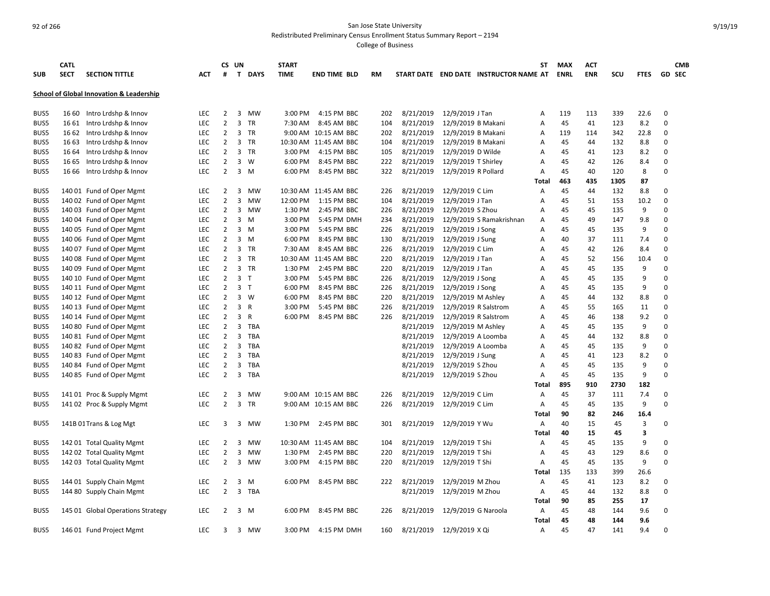San Jose State University

Redistributed Preliminary Census Enrollment Status Summary Report – 2194

College of Business

| SUB | CATL SECT | SECTION TITTLE | ACT | CS # | UN T | DAYS | START TIME | END TIME | BLD | RM | START DATE | END DATE | INSTRUCTOR NAME | ST AT | MAX ENRL | ACT ENR | SCU | FTES | GD | CMB SEC |
|---|---|---|---|---|---|---|---|---|---|---|---|---|---|---|---|---|---|---|---|---|
| **School of Global Innovation & Leadership** | | | | | | | | | | | | | | | | | | | | |
| BUS5 | 16 60 | Intro Lrdshp & Innov | LEC | 2 | 3 | MW | 3:00 PM | 4:15 PM | BBC | 202 | 8/21/2019 | 12/9/2019 | J Tan | A | 119 | 113 | 339 | 22.6 | 0 | |
| BUS5 | 16 61 | Intro Lrdshp & Innov | LEC | 2 | 3 | TR | 7:30 AM | 8:45 AM | BBC | 104 | 8/21/2019 | 12/9/2019 | B Makani | A | 45 | 41 | 123 | 8.2 | 0 | |
| BUS5 | 16 62 | Intro Lrdshp & Innov | LEC | 2 | 3 | TR | 9:00 AM | 10:15 AM | BBC | 202 | 8/21/2019 | 12/9/2019 | B Makani | A | 119 | 114 | 342 | 22.8 | 0 | |
| BUS5 | 16 63 | Intro Lrdshp & Innov | LEC | 2 | 3 | TR | 10:30 AM | 11:45 AM | BBC | 104 | 8/21/2019 | 12/9/2019 | B Makani | A | 45 | 44 | 132 | 8.8 | 0 | |
| BUS5 | 16 64 | Intro Lrdshp & Innov | LEC | 2 | 3 | TR | 3:00 PM | 4:15 PM | BBC | 105 | 8/21/2019 | 12/9/2019 | D Wilde | A | 45 | 41 | 123 | 8.2 | 0 | |
| BUS5 | 16 65 | Intro Lrdshp & Innov | LEC | 2 | 3 | W | 6:00 PM | 8:45 PM | BBC | 222 | 8/21/2019 | 12/9/2019 | T Shirley | A | 45 | 42 | 126 | 8.4 | 0 | |
| BUS5 | 16 66 | Intro Lrdshp & Innov | LEC | 2 | 3 | M | 6:00 PM | 8:45 PM | BBC | 322 | 8/21/2019 | 12/9/2019 | R Pollard | A | 45 | 40 | 120 | 8 | 0 | |
| | | | | | | | | | | | | | | **Total** | **463** | **435** | **1305** | **87** | | |
| BUS5 | 140 01 | Fund of Oper Mgmt | LEC | 2 | 3 | MW | 10:30 AM | 11:45 AM | BBC | 226 | 8/21/2019 | 12/9/2019 | C Lim | A | 45 | 44 | 132 | 8.8 | 0 | |
| BUS5 | 140 02 | Fund of Oper Mgmt | LEC | 2 | 3 | MW | 12:00 PM | 1:15 PM | BBC | 104 | 8/21/2019 | 12/9/2019 | J Tan | A | 45 | 51 | 153 | 10.2 | 0 | |
| BUS5 | 140 03 | Fund of Oper Mgmt | LEC | 2 | 3 | MW | 1:30 PM | 2:45 PM | BBC | 226 | 8/21/2019 | 12/9/2019 | S Zhou | A | 45 | 45 | 135 | 9 | 0 | |
| BUS5 | 140 04 | Fund of Oper Mgmt | LEC | 2 | 3 | M | 3:00 PM | 5:45 PM | DMH | 234 | 8/21/2019 | 12/9/2019 | S Ramakrishnan | A | 45 | 49 | 147 | 9.8 | 0 | |
| BUS5 | 140 05 | Fund of Oper Mgmt | LEC | 2 | 3 | M | 3:00 PM | 5:45 PM | BBC | 226 | 8/21/2019 | 12/9/2019 | J Song | A | 45 | 45 | 135 | 9 | 0 | |
| BUS5 | 140 06 | Fund of Oper Mgmt | LEC | 2 | 3 | M | 6:00 PM | 8:45 PM | BBC | 130 | 8/21/2019 | 12/9/2019 | J Sung | A | 40 | 37 | 111 | 7.4 | 0 | |
| BUS5 | 140 07 | Fund of Oper Mgmt | LEC | 2 | 3 | TR | 7:30 AM | 8:45 AM | BBC | 226 | 8/21/2019 | 12/9/2019 | C Lim | A | 45 | 42 | 126 | 8.4 | 0 | |
| BUS5 | 140 08 | Fund of Oper Mgmt | LEC | 2 | 3 | TR | 10:30 AM | 11:45 AM | BBC | 220 | 8/21/2019 | 12/9/2019 | J Tan | A | 45 | 52 | 156 | 10.4 | 0 | |
| BUS5 | 140 09 | Fund of Oper Mgmt | LEC | 2 | 3 | TR | 1:30 PM | 2:45 PM | BBC | 220 | 8/21/2019 | 12/9/2019 | J Tan | A | 45 | 45 | 135 | 9 | 0 | |
| BUS5 | 140 10 | Fund of Oper Mgmt | LEC | 2 | 3 | T | 3:00 PM | 5:45 PM | BBC | 226 | 8/21/2019 | 12/9/2019 | J Song | A | 45 | 45 | 135 | 9 | 0 | |
| BUS5 | 140 11 | Fund of Oper Mgmt | LEC | 2 | 3 | T | 6:00 PM | 8:45 PM | BBC | 226 | 8/21/2019 | 12/9/2019 | J Song | A | 45 | 45 | 135 | 9 | 0 | |
| BUS5 | 140 12 | Fund of Oper Mgmt | LEC | 2 | 3 | W | 6:00 PM | 8:45 PM | BBC | 220 | 8/21/2019 | 12/9/2019 | M Ashley | A | 45 | 44 | 132 | 8.8 | 0 | |
| BUS5 | 140 13 | Fund of Oper Mgmt | LEC | 2 | 3 | R | 3:00 PM | 5:45 PM | BBC | 226 | 8/21/2019 | 12/9/2019 | R Salstrom | A | 45 | 55 | 165 | 11 | 0 | |
| BUS5 | 140 14 | Fund of Oper Mgmt | LEC | 2 | 3 | R | 6:00 PM | 8:45 PM | BBC | 226 | 8/21/2019 | 12/9/2019 | R Salstrom | A | 45 | 46 | 138 | 9.2 | 0 | |
| BUS5 | 140 80 | Fund of Oper Mgmt | LEC | 2 | 3 | TBA | | | | | 8/21/2019 | 12/9/2019 | M Ashley | A | 45 | 45 | 135 | 9 | 0 | |
| BUS5 | 140 81 | Fund of Oper Mgmt | LEC | 2 | 3 | TBA | | | | | 8/21/2019 | 12/9/2019 | A Loomba | A | 45 | 44 | 132 | 8.8 | 0 | |
| BUS5 | 140 82 | Fund of Oper Mgmt | LEC | 2 | 3 | TBA | | | | | 8/21/2019 | 12/9/2019 | A Loomba | A | 45 | 45 | 135 | 9 | 0 | |
| BUS5 | 140 83 | Fund of Oper Mgmt | LEC | 2 | 3 | TBA | | | | | 8/21/2019 | 12/9/2019 | J Sung | A | 45 | 41 | 123 | 8.2 | 0 | |
| BUS5 | 140 84 | Fund of Oper Mgmt | LEC | 2 | 3 | TBA | | | | | 8/21/2019 | 12/9/2019 | S Zhou | A | 45 | 45 | 135 | 9 | 0 | |
| BUS5 | 140 85 | Fund of Oper Mgmt | LEC | 2 | 3 | TBA | | | | | 8/21/2019 | 12/9/2019 | S Zhou | A | 45 | 45 | 135 | 9 | 0 | |
| | | | | | | | | | | | | | | **Total** | **895** | **910** | **2730** | **182** | | |
| BUS5 | 141 01 | Proc & Supply Mgmt | LEC | 2 | 3 | MW | 9:00 AM | 10:15 AM | BBC | 226 | 8/21/2019 | 12/9/2019 | C Lim | A | 45 | 37 | 111 | 7.4 | 0 | |
| BUS5 | 141 02 | Proc & Supply Mgmt | LEC | 2 | 3 | TR | 9:00 AM | 10:15 AM | BBC | 226 | 8/21/2019 | 12/9/2019 | C Lim | A | 45 | 45 | 135 | 9 | 0 | |
| | | | | | | | | | | | | | | **Total** | **90** | **82** | **246** | **16.4** | | |
| BUS5 | 141B 01 | Trans & Log Mgt | LEC | 3 | 3 | MW | 1:30 PM | 2:45 PM | BBC | 301 | 8/21/2019 | 12/9/2019 | Y Wu | A | 40 | 15 | 45 | 3 | 0 | |
| | | | | | | | | | | | | | | **Total** | **40** | **15** | **45** | **3** | | |
| BUS5 | 142 01 | Total Quality Mgmt | LEC | 2 | 3 | MW | 10:30 AM | 11:45 AM | BBC | 104 | 8/21/2019 | 12/9/2019 | T Shi | A | 45 | 45 | 135 | 9 | 0 | |
| BUS5 | 142 02 | Total Quality Mgmt | LEC | 2 | 3 | MW | 1:30 PM | 2:45 PM | BBC | 220 | 8/21/2019 | 12/9/2019 | T Shi | A | 45 | 43 | 129 | 8.6 | 0 | |
| BUS5 | 142 03 | Total Quality Mgmt | LEC | 2 | 3 | MW | 3:00 PM | 4:15 PM | BBC | 220 | 8/21/2019 | 12/9/2019 | T Shi | A | 45 | 45 | 135 | 9 | 0 | |
| | | | | | | | | | | | | | | **Total** | 135 | 133 | 399 | 26.6 | | |
| BUS5 | 144 01 | Supply Chain Mgmt | LEC | 2 | 3 | M | 6:00 PM | 8:45 PM | BBC | 222 | 8/21/2019 | 12/9/2019 | M Zhou | A | 45 | 41 | 123 | 8.2 | 0 | |
| BUS5 | 144 80 | Supply Chain Mgmt | LEC | 2 | 3 | TBA | | | | | 8/21/2019 | 12/9/2019 | M Zhou | A | 45 | 44 | 132 | 8.8 | 0 | |
| | | | | | | | | | | | | | | **Total** | **90** | **85** | **255** | **17** | | |
| BUS5 | 145 01 | Global Operations Strategy | LEC | 2 | 3 | M | 6:00 PM | 8:45 PM | BBC | 226 | 8/21/2019 | 12/9/2019 | G Naroola | A | 45 | 48 | 144 | 9.6 | 0 | |
| | | | | | | | | | | | | | | **Total** | **45** | **48** | **144** | **9.6** | | |
| BUS5 | 146 01 | Fund Project Mgmt | LEC | 3 | 3 | MW | 3:00 PM | 4:15 PM | DMH | 160 | 8/21/2019 | 12/9/2019 | X Qi | A | 45 | 47 | 141 | 9.4 | 0 | |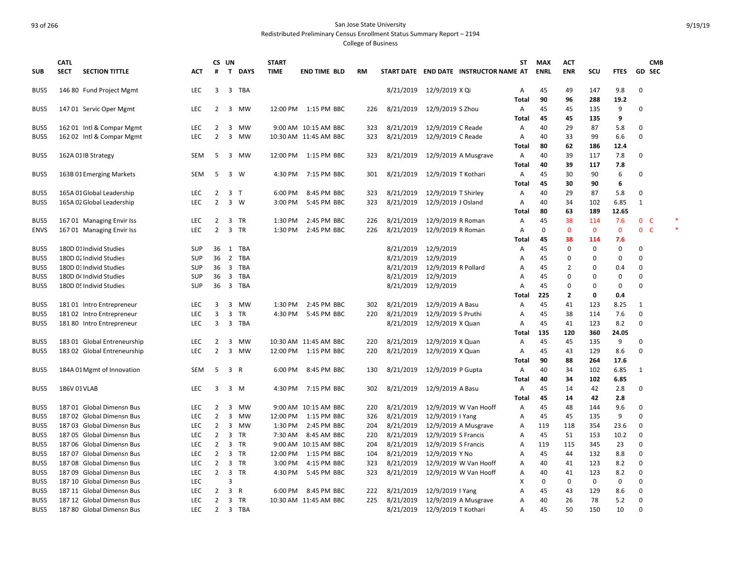San Jose State University
Redistributed Preliminary Census Enrollment Status Summary Report – 2194
College of Business

| SUB | CATL | SECT | SECTION TITTLE | ACT | CS # | UN T | DAYS | START TIME | END TIME | BLD | RM | START DATE | END DATE | INSTRUCTOR NAME | ST AT | MAX ENRL | ACT ENR | SCU | FTES | GD | CMB SEC | |
|---|---|---|---|---|---|---|---|---|---|---|---|---|---|---|---|---|---|---|---|---|---|---|
| BUS5 | 146 | 80 | Fund Project Mgmt | LEC | 3 | 3 | TBA | | | | | 8/21/2019 | 12/9/2019 | X Qi | A | 45 | 49 | 147 | 9.8 | 0 | | |
| | | | | | | | | | | | | | | | Total | 90 | 96 | 288 | 19.2 | | | |
| BUS5 | 147 | 01 | Servic Oper Mgmt | LEC | 2 | 3 | MW | 12:00 PM | 1:15 PM | BBC | 226 | 8/21/2019 | 12/9/2019 | S Zhou | A | 45 | 45 | 135 | 9 | 0 | | |
| | | | | | | | | | | | | | | | Total | 45 | 45 | 135 | 9 | | | |
| BUS5 | 162 | 01 | Intl & Compar Mgmt | LEC | 2 | 3 | MW | 9:00 AM | 10:15 AM | BBC | 323 | 8/21/2019 | 12/9/2019 | C Reade | A | 40 | 29 | 87 | 5.8 | 0 | | |
| BUS5 | 162 | 02 | Intl & Compar Mgmt | LEC | 2 | 3 | MW | 10:30 AM | 11:45 AM | BBC | 323 | 8/21/2019 | 12/9/2019 | C Reade | A | 40 | 33 | 99 | 6.6 | 0 | | |
| | | | | | | | | | | | | | | | Total | 80 | 62 | 186 | 12.4 | | | |
| BUS5 | 162A | 01 | IB Strategy | SEM | 5 | 3 | MW | 12:00 PM | 1:15 PM | BBC | 323 | 8/21/2019 | 12/9/2019 | A Musgrave | A | 40 | 39 | 117 | 7.8 | 0 | | |
| | | | | | | | | | | | | | | | Total | 40 | 39 | 117 | 7.8 | | | |
| BUS5 | 163B | 01 | Emerging Markets | SEM | 5 | 3 | W | 4:30 PM | 7:15 PM | BBC | 301 | 8/21/2019 | 12/9/2019 | T Kothari | A | 45 | 30 | 90 | 6 | 0 | | |
| | | | | | | | | | | | | | | | Total | 45 | 30 | 90 | 6 | | | |
| BUS5 | 165A | 01 | Global Leadership | LEC | 2 | 3 | T | 6:00 PM | 8:45 PM | BBC | 323 | 8/21/2019 | 12/9/2019 | T Shirley | A | 40 | 29 | 87 | 5.8 | 0 | | |
| BUS5 | 165A | 02 | Global Leadership | LEC | 2 | 3 | W | 3:00 PM | 5:45 PM | BBC | 323 | 8/21/2019 | 12/9/2019 | J Osland | A | 40 | 34 | 102 | 6.85 | 1 | | |
| | | | | | | | | | | | | | | | Total | 80 | 63 | 189 | 12.65 | | | |
| BUS5 | 167 | 01 | Managing Envir Iss | LEC | 2 | 3 | TR | 1:30 PM | 2:45 PM | BBC | 226 | 8/21/2019 | 12/9/2019 | R Roman | A | 45 | 38 | 114 | 7.6 | 0 | C | * |
| ENVS | 167 | 01 | Managing Envir Iss | LEC | 2 | 3 | TR | 1:30 PM | 2:45 PM | BBC | 226 | 8/21/2019 | 12/9/2019 | R Roman | A | 0 | 0 | 0 | 0 | 0 | C | * |
| | | | | | | | | | | | | | | | Total | 45 | 38 | 114 | 7.6 | | | |
| BUS5 | 180D | 01 | Individ Studies | SUP | 36 | 1 | TBA | | | | | 8/21/2019 | 12/9/2019 | | A | 45 | 0 | 0 | 0 | 0 | | |
| BUS5 | 180D | 02 | Individ Studies | SUP | 36 | 2 | TBA | | | | | 8/21/2019 | 12/9/2019 | | A | 45 | 0 | 0 | 0 | 0 | | |
| BUS5 | 180D | 03 | Individ Studies | SUP | 36 | 3 | TBA | | | | | 8/21/2019 | 12/9/2019 | R Pollard | A | 45 | 2 | 0 | 0.4 | 0 | | |
| BUS5 | 180D | 04 | Individ Studies | SUP | 36 | 3 | TBA | | | | | 8/21/2019 | 12/9/2019 | | A | 45 | 0 | 0 | 0 | 0 | | |
| BUS5 | 180D | 05 | Individ Studies | SUP | 36 | 3 | TBA | | | | | 8/21/2019 | 12/9/2019 | | A | 45 | 0 | 0 | 0 | 0 | | |
| | | | | | | | | | | | | | | | Total | 225 | 2 | 0 | 0.4 | | | |
| BUS5 | 181 | 01 | Intro Entrepreneur | LEC | 3 | 3 | MW | 1:30 PM | 2:45 PM | BBC | 302 | 8/21/2019 | 12/9/2019 | A Basu | A | 45 | 41 | 123 | 8.25 | 1 | | |
| BUS5 | 181 | 02 | Intro Entrepreneur | LEC | 3 | 3 | TR | 4:30 PM | 5:45 PM | BBC | 220 | 8/21/2019 | 12/9/2019 | S Pruthi | A | 45 | 38 | 114 | 7.6 | 0 | | |
| BUS5 | 181 | 80 | Intro Entrepreneur | LEC | 3 | 3 | TBA | | | | | 8/21/2019 | 12/9/2019 | X Quan | A | 45 | 41 | 123 | 8.2 | 0 | | |
| | | | | | | | | | | | | | | | Total | 135 | 120 | 360 | 24.05 | | | |
| BUS5 | 183 | 01 | Global Entreneurship | LEC | 2 | 3 | MW | 10:30 AM | 11:45 AM | BBC | 220 | 8/21/2019 | 12/9/2019 | X Quan | A | 45 | 45 | 135 | 9 | 0 | | |
| BUS5 | 183 | 02 | Global Entreneurship | LEC | 2 | 3 | MW | 12:00 PM | 1:15 PM | BBC | 220 | 8/21/2019 | 12/9/2019 | X Quan | A | 45 | 43 | 129 | 8.6 | 0 | | |
| | | | | | | | | | | | | | | | Total | 90 | 88 | 264 | 17.6 | | | |
| BUS5 | 184A | 01 | Mgmt of Innovation | SEM | 5 | 3 | R | 6:00 PM | 8:45 PM | BBC | 130 | 8/21/2019 | 12/9/2019 | P Gupta | A | 40 | 34 | 102 | 6.85 | 1 | | |
| | | | | | | | | | | | | | | | Total | 40 | 34 | 102 | 6.85 | | | |
| BUS5 | 186V | 01 | VLAB | LEC | 3 | 3 | M | 4:30 PM | 7:15 PM | BBC | 302 | 8/21/2019 | 12/9/2019 | A Basu | A | 45 | 14 | 42 | 2.8 | 0 | | |
| | | | | | | | | | | | | | | | Total | 45 | 14 | 42 | 2.8 | | | |
| BUS5 | 187 | 01 | Global Dimensn Bus | LEC | 2 | 3 | MW | 9:00 AM | 10:15 AM | BBC | 220 | 8/21/2019 | 12/9/2019 | W Van Hooff | A | 45 | 48 | 144 | 9.6 | 0 | | |
| BUS5 | 187 | 02 | Global Dimensn Bus | LEC | 2 | 3 | MW | 12:00 PM | 1:15 PM | BBC | 326 | 8/21/2019 | 12/9/2019 | I Yang | A | 45 | 45 | 135 | 9 | 0 | | |
| BUS5 | 187 | 03 | Global Dimensn Bus | LEC | 2 | 3 | MW | 1:30 PM | 2:45 PM | BBC | 204 | 8/21/2019 | 12/9/2019 | A Musgrave | A | 119 | 118 | 354 | 23.6 | 0 | | |
| BUS5 | 187 | 05 | Global Dimensn Bus | LEC | 2 | 3 | TR | 7:30 AM | 8:45 AM | BBC | 220 | 8/21/2019 | 12/9/2019 | S Francis | A | 45 | 51 | 153 | 10.2 | 0 | | |
| BUS5 | 187 | 06 | Global Dimensn Bus | LEC | 2 | 3 | TR | 9:00 AM | 10:15 AM | BBC | 204 | 8/21/2019 | 12/9/2019 | S Francis | A | 119 | 115 | 345 | 23 | 0 | | |
| BUS5 | 187 | 07 | Global Dimensn Bus | LEC | 2 | 3 | TR | 12:00 PM | 1:15 PM | BBC | 104 | 8/21/2019 | 12/9/2019 | Y No | A | 45 | 44 | 132 | 8.8 | 0 | | |
| BUS5 | 187 | 08 | Global Dimensn Bus | LEC | 2 | 3 | TR | 3:00 PM | 4:15 PM | BBC | 323 | 8/21/2019 | 12/9/2019 | W Van Hooff | A | 40 | 41 | 123 | 8.2 | 0 | | |
| BUS5 | 187 | 09 | Global Dimensn Bus | LEC | 2 | 3 | TR | 4:30 PM | 5:45 PM | BBC | 323 | 8/21/2019 | 12/9/2019 | W Van Hooff | A | 40 | 41 | 123 | 8.2 | 0 | | |
| BUS5 | 187 | 10 | Global Dimensn Bus | LEC | | 3 | | | | | | | | | X | 0 | 0 | 0 | 0 | 0 | | |
| BUS5 | 187 | 11 | Global Dimensn Bus | LEC | 2 | 3 | R | 6:00 PM | 8:45 PM | BBC | 222 | 8/21/2019 | 12/9/2019 | I Yang | A | 45 | 43 | 129 | 8.6 | 0 | | |
| BUS5 | 187 | 12 | Global Dimensn Bus | LEC | 2 | 3 | TR | 10:30 AM | 11:45 AM | BBC | 225 | 8/21/2019 | 12/9/2019 | A Musgrave | A | 40 | 26 | 78 | 5.2 | 0 | | |
| BUS5 | 187 | 80 | Global Dimensn Bus | LEC | 2 | 3 | TBA | | | | | 8/21/2019 | 12/9/2019 | T Kothari | A | 45 | 50 | 150 | 10 | 0 | | |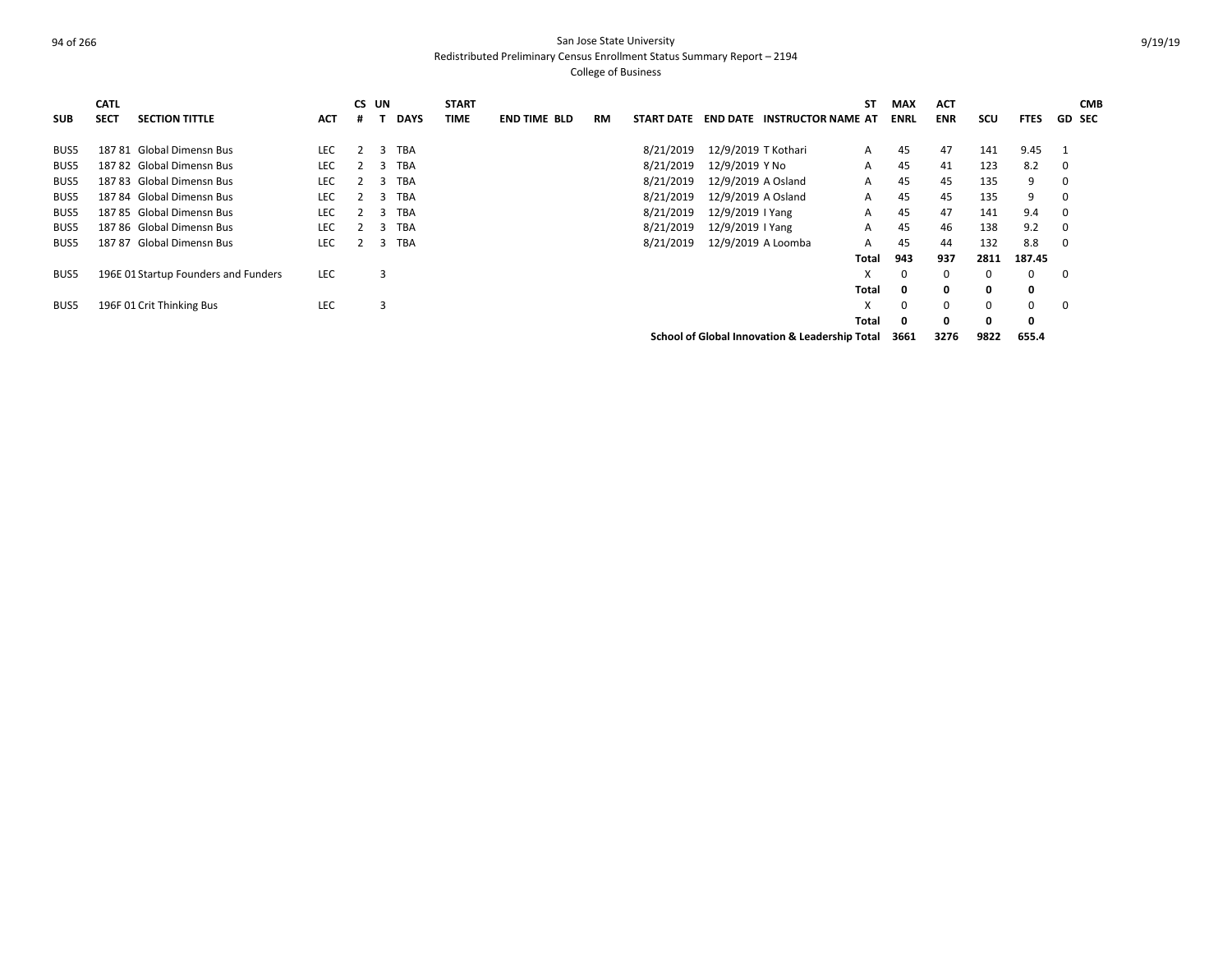San Jose State University
Redistributed Preliminary Census Enrollment Status Summary Report – 2194
College of Business

| SUB | CATL SECT | SECTION TITTLE | ACT | CS # | UN T | DAYS | START TIME | END TIME | BLD | RM | START DATE | END DATE | INSTRUCTOR NAME | ST AT | MAX ENRL | ACT ENR | SCU | FTES | GD | CMB SEC |
|---|---|---|---|---|---|---|---|---|---|---|---|---|---|---|---|---|---|---|---|---|
| BUS5 | 187 81 | Global Dimensn Bus | LEC | 2 | 3 | TBA | | | | | 8/21/2019 | 12/9/2019 | T Kothari | A | 45 | 47 | 141 | 9.45 | 1 | |
| BUS5 | 187 82 | Global Dimensn Bus | LEC | 2 | 3 | TBA | | | | | 8/21/2019 | 12/9/2019 | Y No | A | 45 | 41 | 123 | 8.2 | 0 | |
| BUS5 | 187 83 | Global Dimensn Bus | LEC | 2 | 3 | TBA | | | | | 8/21/2019 | 12/9/2019 | A Osland | A | 45 | 45 | 135 | 9 | 0 | |
| BUS5 | 187 84 | Global Dimensn Bus | LEC | 2 | 3 | TBA | | | | | 8/21/2019 | 12/9/2019 | A Osland | A | 45 | 45 | 135 | 9 | 0 | |
| BUS5 | 187 85 | Global Dimensn Bus | LEC | 2 | 3 | TBA | | | | | 8/21/2019 | 12/9/2019 | I Yang | A | 45 | 47 | 141 | 9.4 | 0 | |
| BUS5 | 187 86 | Global Dimensn Bus | LEC | 2 | 3 | TBA | | | | | 8/21/2019 | 12/9/2019 | I Yang | A | 45 | 46 | 138 | 9.2 | 0 | |
| BUS5 | 187 87 | Global Dimensn Bus | LEC | 2 | 3 | TBA | | | | | 8/21/2019 | 12/9/2019 | A Loomba | A | 45 | 44 | 132 | 8.8 | 0 | |
| | | | | | | | | | | | | | | **Total** | **943** | **937** | **2811** | **187.45** | | |
| BUS5 | 196E 01 | Startup Founders and Funders | LEC | | 3 | | | | | | | | | X | 0 | 0 | 0 | 0 | 0 | |
| | | | | | | | | | | | | | | **Total** | **0** | **0** | **0** | **0** | | |
| BUS5 | 196F 01 | Crit Thinking Bus | LEC | | 3 | | | | | | | | | X | 0 | 0 | 0 | 0 | 0 | |
| | | | | | | | | | | | | | | **Total** | **0** | **0** | **0** | **0** | | |
| | | | | | | | | | | | | | **School of Global Innovation & Leadership Total** | | **3661** | **3276** | **9822** | **655.4** | | |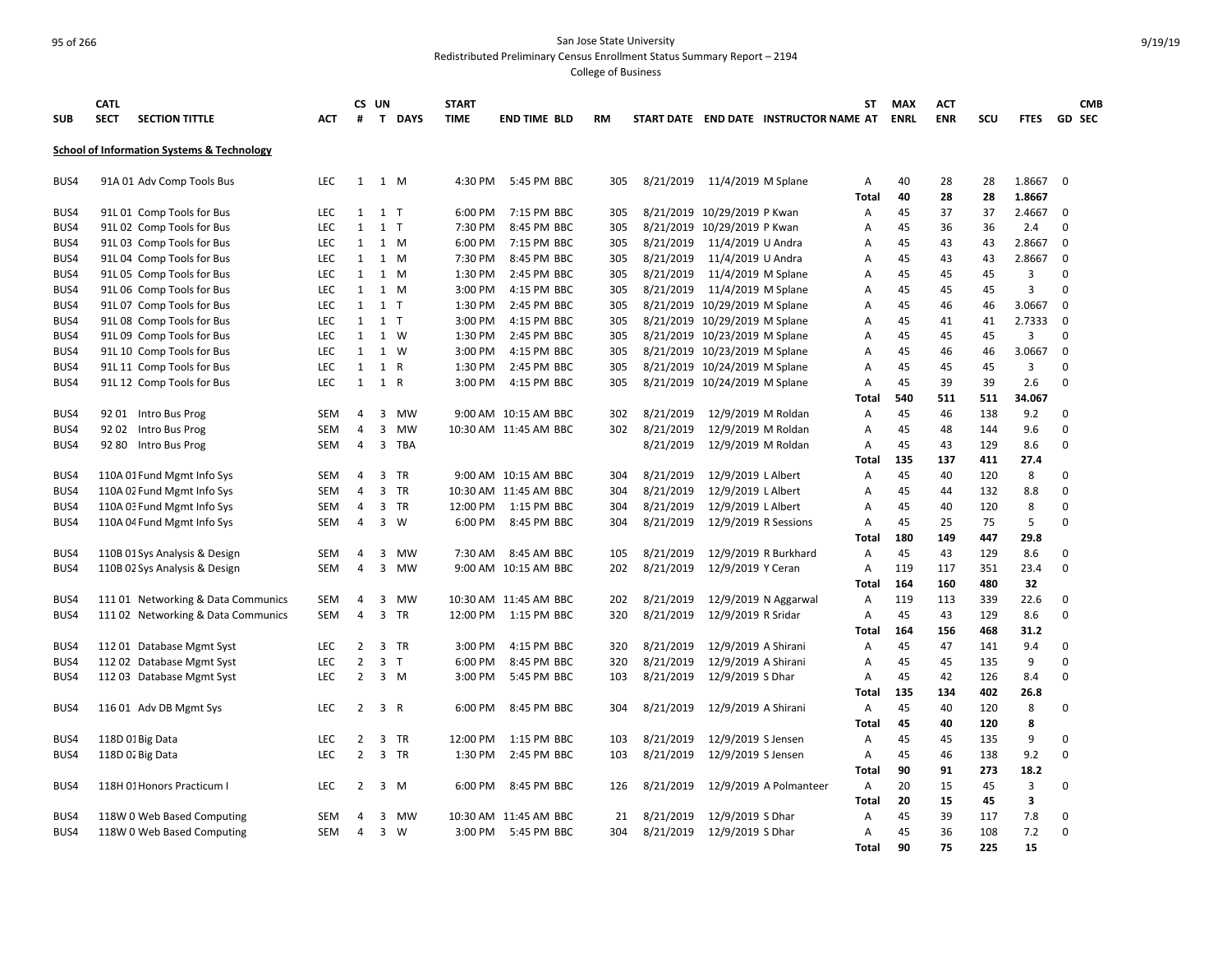San Jose State University

Redistributed Preliminary Census Enrollment Status Summary Report – 2194

College of Business

| SUB | CATL SECT | SECTION TITTLE | ACT | CS # | UN T | DAYS | START TIME | END TIME | BLD | RM | START DATE | END DATE | INSTRUCTOR NAME | ST AT | MAX ENRL | ACT ENR | SCU | FTES | GD | CMB SEC |
|---|---|---|---|---|---|---|---|---|---|---|---|---|---|---|---|---|---|---|---|---|
| **School of Information Systems & Technology** | | | | | | | | | | | | | | | | | | | | |
| BUS4 | 91A 01 | Adv Comp Tools Bus | LEC | 1 | 1 | M | 4:30 PM | 5:45 PM | BBC | 305 | 8/21/2019 | 11/4/2019 | M Splane | A | 40 | 28 | 28 | 1.8667 | 0 | |
| | | | | | | | | | | | | | | Total | 40 | 28 | 28 | 1.8667 | | |
| BUS4 | 91L 01 | Comp Tools for Bus | LEC | 1 | 1 | T | 6:00 PM | 7:15 PM | BBC | 305 | 8/21/2019 | 10/29/2019 | P Kwan | A | 45 | 37 | 37 | 2.4667 | 0 | |
| BUS4 | 91L 02 | Comp Tools for Bus | LEC | 1 | 1 | T | 7:30 PM | 8:45 PM | BBC | 305 | 8/21/2019 | 10/29/2019 | P Kwan | A | 45 | 36 | 36 | 2.4 | 0 | |
| BUS4 | 91L 03 | Comp Tools for Bus | LEC | 1 | 1 | M | 6:00 PM | 7:15 PM | BBC | 305 | 8/21/2019 | 11/4/2019 | U Andra | A | 45 | 43 | 43 | 2.8667 | 0 | |
| BUS4 | 91L 04 | Comp Tools for Bus | LEC | 1 | 1 | M | 7:30 PM | 8:45 PM | BBC | 305 | 8/21/2019 | 11/4/2019 | U Andra | A | 45 | 43 | 43 | 2.8667 | 0 | |
| BUS4 | 91L 05 | Comp Tools for Bus | LEC | 1 | 1 | M | 1:30 PM | 2:45 PM | BBC | 305 | 8/21/2019 | 11/4/2019 | M Splane | A | 45 | 45 | 45 | 3 | 0 | |
| BUS4 | 91L 06 | Comp Tools for Bus | LEC | 1 | 1 | M | 3:00 PM | 4:15 PM | BBC | 305 | 8/21/2019 | 11/4/2019 | M Splane | A | 45 | 45 | 45 | 3 | 0 | |
| BUS4 | 91L 07 | Comp Tools for Bus | LEC | 1 | 1 | T | 1:30 PM | 2:45 PM | BBC | 305 | 8/21/2019 | 10/29/2019 | M Splane | A | 45 | 46 | 46 | 3.0667 | 0 | |
| BUS4 | 91L 08 | Comp Tools for Bus | LEC | 1 | 1 | T | 3:00 PM | 4:15 PM | BBC | 305 | 8/21/2019 | 10/29/2019 | M Splane | A | 45 | 41 | 41 | 2.7333 | 0 | |
| BUS4 | 91L 09 | Comp Tools for Bus | LEC | 1 | 1 | W | 1:30 PM | 2:45 PM | BBC | 305 | 8/21/2019 | 10/23/2019 | M Splane | A | 45 | 45 | 45 | 3 | 0 | |
| BUS4 | 91L 10 | Comp Tools for Bus | LEC | 1 | 1 | W | 3:00 PM | 4:15 PM | BBC | 305 | 8/21/2019 | 10/23/2019 | M Splane | A | 45 | 46 | 46 | 3.0667 | 0 | |
| BUS4 | 91L 11 | Comp Tools for Bus | LEC | 1 | 1 | R | 1:30 PM | 2:45 PM | BBC | 305 | 8/21/2019 | 10/24/2019 | M Splane | A | 45 | 45 | 45 | 3 | 0 | |
| BUS4 | 91L 12 | Comp Tools for Bus | LEC | 1 | 1 | R | 3:00 PM | 4:15 PM | BBC | 305 | 8/21/2019 | 10/24/2019 | M Splane | A | 45 | 39 | 39 | 2.6 | 0 | |
| | | | | | | | | | | | | | | Total | 540 | 511 | 511 | 34.067 | | |
| BUS4 | 92 01 | Intro Bus Prog | SEM | 4 | 3 | MW | 9:00 AM | 10:15 AM | BBC | 302 | 8/21/2019 | 12/9/2019 | M Roldan | A | 45 | 46 | 138 | 9.2 | 0 | |
| BUS4 | 92 02 | Intro Bus Prog | SEM | 4 | 3 | MW | 10:30 AM | 11:45 AM | BBC | 302 | 8/21/2019 | 12/9/2019 | M Roldan | A | 45 | 48 | 144 | 9.6 | 0 | |
| BUS4 | 92 80 | Intro Bus Prog | SEM | 4 | 3 | TBA | | | | | 8/21/2019 | 12/9/2019 | M Roldan | A | 45 | 43 | 129 | 8.6 | 0 | |
| | | | | | | | | | | | | | | Total | 135 | 137 | 411 | 27.4 | | |
| BUS4 | 110A 01 | Fund Mgmt Info Sys | SEM | 4 | 3 | TR | 9:00 AM | 10:15 AM | BBC | 304 | 8/21/2019 | 12/9/2019 | L Albert | A | 45 | 40 | 120 | 8 | 0 | |
| BUS4 | 110A 02 | Fund Mgmt Info Sys | SEM | 4 | 3 | TR | 10:30 AM | 11:45 AM | BBC | 304 | 8/21/2019 | 12/9/2019 | L Albert | A | 45 | 44 | 132 | 8.8 | 0 | |
| BUS4 | 110A 03 | Fund Mgmt Info Sys | SEM | 4 | 3 | TR | 12:00 PM | 1:15 PM | BBC | 304 | 8/21/2019 | 12/9/2019 | L Albert | A | 45 | 40 | 120 | 8 | 0 | |
| BUS4 | 110A 04 | Fund Mgmt Info Sys | SEM | 4 | 3 | W | 6:00 PM | 8:45 PM | BBC | 304 | 8/21/2019 | 12/9/2019 | R Sessions | A | 45 | 25 | 75 | 5 | 0 | |
| | | | | | | | | | | | | | | Total | 180 | 149 | 447 | 29.8 | | |
| BUS4 | 110B 01 | Sys Analysis & Design | SEM | 4 | 3 | MW | 7:30 AM | 8:45 AM | BBC | 105 | 8/21/2019 | 12/9/2019 | R Burkhard | A | 45 | 43 | 129 | 8.6 | 0 | |
| BUS4 | 110B 02 | Sys Analysis & Design | SEM | 4 | 3 | MW | 9:00 AM | 10:15 AM | BBC | 202 | 8/21/2019 | 12/9/2019 | Y Ceran | A | 119 | 117 | 351 | 23.4 | 0 | |
| | | | | | | | | | | | | | | Total | 164 | 160 | 480 | 32 | | |
| BUS4 | 111 01 | Networking & Data Communics | SEM | 4 | 3 | MW | 10:30 AM | 11:45 AM | BBC | 202 | 8/21/2019 | 12/9/2019 | N Aggarwal | A | 119 | 113 | 339 | 22.6 | 0 | |
| BUS4 | 111 02 | Networking & Data Communics | SEM | 4 | 3 | TR | 12:00 PM | 1:15 PM | BBC | 320 | 8/21/2019 | 12/9/2019 | R Sridar | A | 45 | 43 | 129 | 8.6 | 0 | |
| | | | | | | | | | | | | | | Total | 164 | 156 | 468 | 31.2 | | |
| BUS4 | 112 01 | Database Mgmt Syst | LEC | 2 | 3 | TR | 3:00 PM | 4:15 PM | BBC | 320 | 8/21/2019 | 12/9/2019 | A Shirani | A | 45 | 47 | 141 | 9.4 | 0 | |
| BUS4 | 112 02 | Database Mgmt Syst | LEC | 2 | 3 | T | 6:00 PM | 8:45 PM | BBC | 320 | 8/21/2019 | 12/9/2019 | A Shirani | A | 45 | 45 | 135 | 9 | 0 | |
| BUS4 | 112 03 | Database Mgmt Syst | LEC | 2 | 3 | M | 3:00 PM | 5:45 PM | BBC | 103 | 8/21/2019 | 12/9/2019 | S Dhar | A | 45 | 42 | 126 | 8.4 | 0 | |
| | | | | | | | | | | | | | | Total | 135 | 134 | 402 | 26.8 | | |
| BUS4 | 116 01 | Adv DB Mgmt Sys | LEC | 2 | 3 | R | 6:00 PM | 8:45 PM | BBC | 304 | 8/21/2019 | 12/9/2019 | A Shirani | A | 45 | 40 | 120 | 8 | 0 | |
| | | | | | | | | | | | | | | Total | 45 | 40 | 120 | 8 | | |
| BUS4 | 118D 01 | Big Data | LEC | 2 | 3 | TR | 12:00 PM | 1:15 PM | BBC | 103 | 8/21/2019 | 12/9/2019 | S Jensen | A | 45 | 45 | 135 | 9 | 0 | |
| BUS4 | 118D 02 | Big Data | LEC | 2 | 3 | TR | 1:30 PM | 2:45 PM | BBC | 103 | 8/21/2019 | 12/9/2019 | S Jensen | A | 45 | 46 | 138 | 9.2 | 0 | |
| | | | | | | | | | | | | | | Total | 90 | 91 | 273 | 18.2 | | |
| BUS4 | 118H 01 | Honors Practicum I | LEC | 2 | 3 | M | 6:00 PM | 8:45 PM | BBC | 126 | 8/21/2019 | 12/9/2019 | A Polmanteer | A | 20 | 15 | 45 | 3 | 0 | |
| | | | | | | | | | | | | | | Total | 20 | 15 | 45 | 3 | | |
| BUS4 | 118W 0 | Web Based Computing | SEM | 4 | 3 | MW | 10:30 AM | 11:45 AM | BBC | 21 | 8/21/2019 | 12/9/2019 | S Dhar | A | 45 | 39 | 117 | 7.8 | 0 | |
| BUS4 | 118W 0 | Web Based Computing | SEM | 4 | 3 | W | 3:00 PM | 5:45 PM | BBC | 304 | 8/21/2019 | 12/9/2019 | S Dhar | A | 45 | 36 | 108 | 7.2 | 0 | |
| | | | | | | | | | | | | | | Total | 90 | 75 | 225 | 15 | | |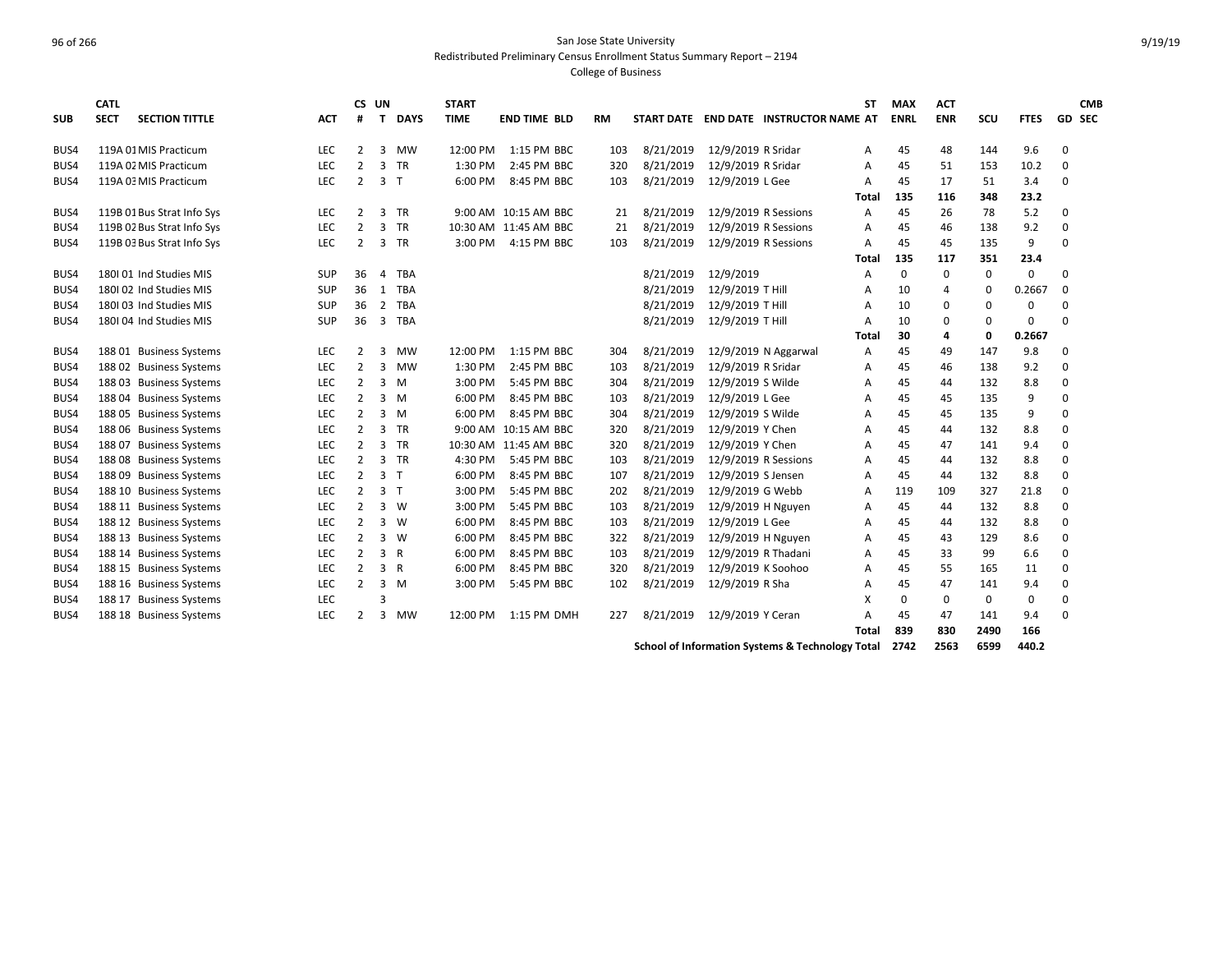San Jose State University
Redistributed Preliminary Census Enrollment Status Summary Report – 2194
College of Business

| SUB | CATL SECT | SECTION TITTLE | ACT | CS # | UN T | DAYS | START TIME | END TIME | BLD | RM | START DATE | END DATE | INSTRUCTOR NAME | ST AT | MAX ENRL | ACT ENR | SCU | FTES | GD | CMB SEC |
|---|---|---|---|---|---|---|---|---|---|---|---|---|---|---|---|---|---|---|---|---|
| BUS4 | 119A 01 | MIS Practicum | LEC | 2 | 3 | MW | 12:00 PM | 1:15 PM | BBC | 103 | 8/21/2019 | 12/9/2019 | R Sridar | A | 45 | 48 | 144 | 9.6 | 0 | |
| BUS4 | 119A 02 | MIS Practicum | LEC | 2 | 3 | TR | 1:30 PM | 2:45 PM | BBC | 320 | 8/21/2019 | 12/9/2019 | R Sridar | A | 45 | 51 | 153 | 10.2 | 0 | |
| BUS4 | 119A 03 | MIS Practicum | LEC | 2 | 3 | T | 6:00 PM | 8:45 PM | BBC | 103 | 8/21/2019 | 12/9/2019 | L Gee | A | 45 | 17 | 51 | 3.4 | 0 | |
| | | | | | | | | | | | | | | **Total** | **135** | **116** | **348** | **23.2** | | |
| BUS4 | 119B 01 | Bus Strat Info Sys | LEC | 2 | 3 | TR | 9:00 AM | 10:15 AM | BBC | 21 | 8/21/2019 | 12/9/2019 | R Sessions | A | 45 | 26 | 78 | 5.2 | 0 | |
| BUS4 | 119B 02 | Bus Strat Info Sys | LEC | 2 | 3 | TR | 10:30 AM | 11:45 AM | BBC | 21 | 8/21/2019 | 12/9/2019 | R Sessions | A | 45 | 46 | 138 | 9.2 | 0 | |
| BUS4 | 119B 03 | Bus Strat Info Sys | LEC | 2 | 3 | TR | 3:00 PM | 4:15 PM | BBC | 103 | 8/21/2019 | 12/9/2019 | R Sessions | A | 45 | 45 | 135 | 9 | 0 | |
| | | | | | | | | | | | | | | **Total** | **135** | **117** | **351** | **23.4** | | |
| BUS4 | 180I 01 | Ind Studies MIS | SUP | 36 | 4 | TBA | | | | | 8/21/2019 | 12/9/2019 | | A | 0 | 0 | 0 | 0 | 0 | |
| BUS4 | 180I 02 | Ind Studies MIS | SUP | 36 | 1 | TBA | | | | | 8/21/2019 | 12/9/2019 | T Hill | A | 10 | 4 | 0 | 0.2667 | 0 | |
| BUS4 | 180I 03 | Ind Studies MIS | SUP | 36 | 2 | TBA | | | | | 8/21/2019 | 12/9/2019 | T Hill | A | 10 | 0 | 0 | 0 | 0 | |
| BUS4 | 180I 04 | Ind Studies MIS | SUP | 36 | 3 | TBA | | | | | 8/21/2019 | 12/9/2019 | T Hill | A | 10 | 0 | 0 | 0 | 0 | |
| | | | | | | | | | | | | | | **Total** | **30** | **4** | **0** | **0.2667** | | |
| BUS4 | 188 01 | Business Systems | LEC | 2 | 3 | MW | 12:00 PM | 1:15 PM | BBC | 304 | 8/21/2019 | 12/9/2019 | N Aggarwal | A | 45 | 49 | 147 | 9.8 | 0 | |
| BUS4 | 188 02 | Business Systems | LEC | 2 | 3 | MW | 1:30 PM | 2:45 PM | BBC | 103 | 8/21/2019 | 12/9/2019 | R Sridar | A | 45 | 46 | 138 | 9.2 | 0 | |
| BUS4 | 188 03 | Business Systems | LEC | 2 | 3 | M | 3:00 PM | 5:45 PM | BBC | 304 | 8/21/2019 | 12/9/2019 | S Wilde | A | 45 | 44 | 132 | 8.8 | 0 | |
| BUS4 | 188 04 | Business Systems | LEC | 2 | 3 | M | 6:00 PM | 8:45 PM | BBC | 103 | 8/21/2019 | 12/9/2019 | L Gee | A | 45 | 45 | 135 | 9 | 0 | |
| BUS4 | 188 05 | Business Systems | LEC | 2 | 3 | M | 6:00 PM | 8:45 PM | BBC | 304 | 8/21/2019 | 12/9/2019 | S Wilde | A | 45 | 45 | 135 | 9 | 0 | |
| BUS4 | 188 06 | Business Systems | LEC | 2 | 3 | TR | 9:00 AM | 10:15 AM | BBC | 320 | 8/21/2019 | 12/9/2019 | Y Chen | A | 45 | 44 | 132 | 8.8 | 0 | |
| BUS4 | 188 07 | Business Systems | LEC | 2 | 3 | TR | 10:30 AM | 11:45 AM | BBC | 320 | 8/21/2019 | 12/9/2019 | Y Chen | A | 45 | 47 | 141 | 9.4 | 0 | |
| BUS4 | 188 08 | Business Systems | LEC | 2 | 3 | TR | 4:30 PM | 5:45 PM | BBC | 103 | 8/21/2019 | 12/9/2019 | R Sessions | A | 45 | 44 | 132 | 8.8 | 0 | |
| BUS4 | 188 09 | Business Systems | LEC | 2 | 3 | T | 6:00 PM | 8:45 PM | BBC | 107 | 8/21/2019 | 12/9/2019 | S Jensen | A | 45 | 44 | 132 | 8.8 | 0 | |
| BUS4 | 188 10 | Business Systems | LEC | 2 | 3 | T | 3:00 PM | 5:45 PM | BBC | 202 | 8/21/2019 | 12/9/2019 | G Webb | A | 119 | 109 | 327 | 21.8 | 0 | |
| BUS4 | 188 11 | Business Systems | LEC | 2 | 3 | W | 3:00 PM | 5:45 PM | BBC | 103 | 8/21/2019 | 12/9/2019 | H Nguyen | A | 45 | 44 | 132 | 8.8 | 0 | |
| BUS4 | 188 12 | Business Systems | LEC | 2 | 3 | W | 6:00 PM | 8:45 PM | BBC | 103 | 8/21/2019 | 12/9/2019 | L Gee | A | 45 | 44 | 132 | 8.8 | 0 | |
| BUS4 | 188 13 | Business Systems | LEC | 2 | 3 | W | 6:00 PM | 8:45 PM | BBC | 322 | 8/21/2019 | 12/9/2019 | H Nguyen | A | 45 | 43 | 129 | 8.6 | 0 | |
| BUS4 | 188 14 | Business Systems | LEC | 2 | 3 | R | 6:00 PM | 8:45 PM | BBC | 103 | 8/21/2019 | 12/9/2019 | R Thadani | A | 45 | 33 | 99 | 6.6 | 0 | |
| BUS4 | 188 15 | Business Systems | LEC | 2 | 3 | R | 6:00 PM | 8:45 PM | BBC | 320 | 8/21/2019 | 12/9/2019 | K Soohoo | A | 45 | 55 | 165 | 11 | 0 | |
| BUS4 | 188 16 | Business Systems | LEC | 2 | 3 | M | 3:00 PM | 5:45 PM | BBC | 102 | 8/21/2019 | 12/9/2019 | R Sha | A | 45 | 47 | 141 | 9.4 | 0 | |
| BUS4 | 188 17 | Business Systems | LEC | | 3 | | | | | | | | | X | 0 | 0 | 0 | 0 | 0 | |
| BUS4 | 188 18 | Business Systems | LEC | 2 | 3 | MW | 12:00 PM | 1:15 PM | DMH | 227 | 8/21/2019 | 12/9/2019 | Y Ceran | A | 45 | 47 | 141 | 9.4 | 0 | |
| | | | | | | | | | | | | | | **Total** | **839** | **830** | **2490** | **166** | | |
| | | | | | | | | | | | | | **School of Information Systems & Technology Total** | | **2742** | **2563** | **6599** | **440.2** | | |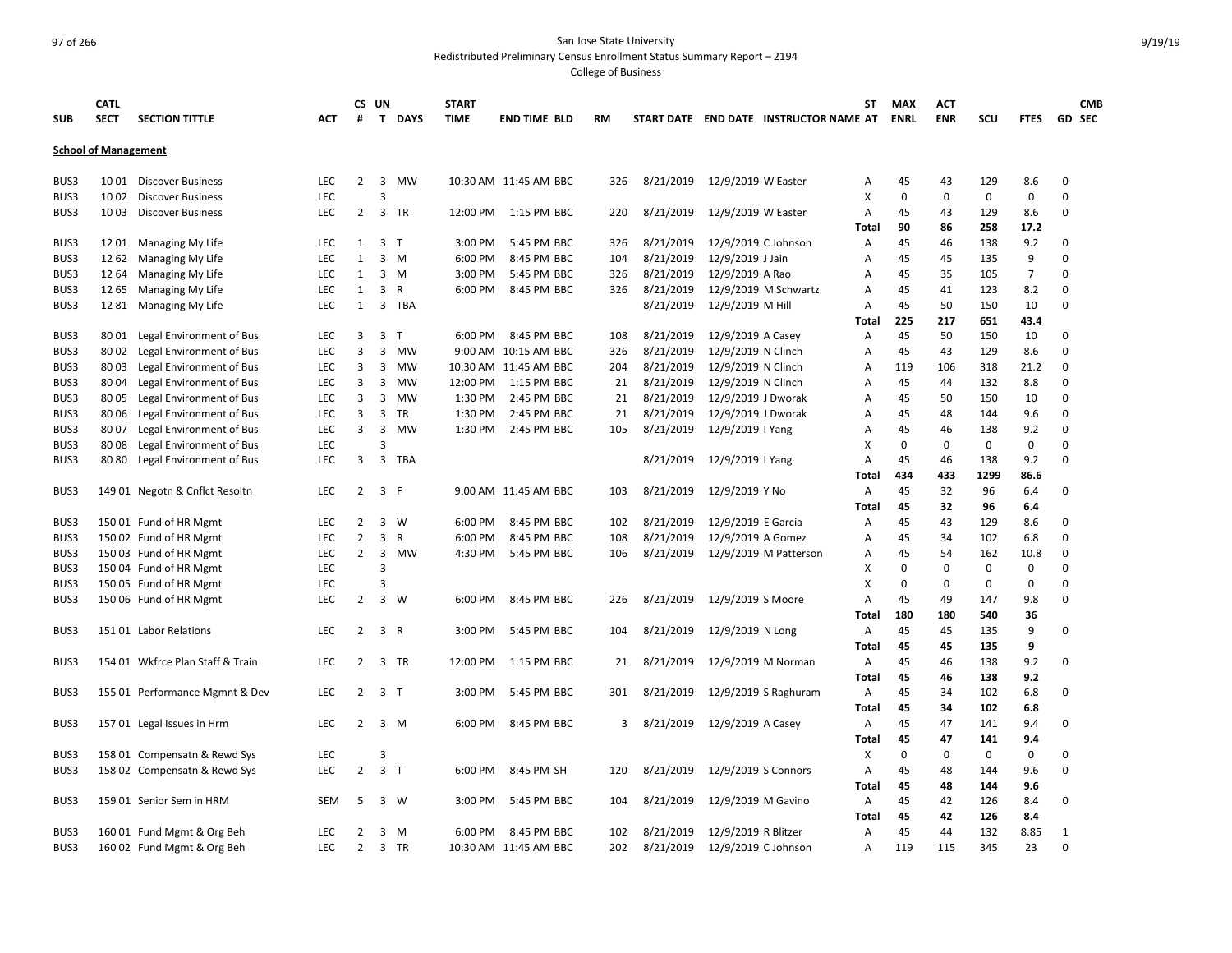San Jose State University

Redistributed Preliminary Census Enrollment Status Summary Report – 2194

College of Business

| SUB | CATL SECT | SECTION TITTLE | ACT | CS # | UN T | DAYS | START TIME | END TIME | BLD | RM | START DATE | END DATE | INSTRUCTOR NAME | ST AT | MAX ENRL | ACT ENR | SCU | FTES | GD | CMB SEC |
|---|---|---|---|---|---|---|---|---|---|---|---|---|---|---|---|---|---|---|---|---|
| **School of Management** | | | | | | | | | | | | | | | | | | | | |
| BUS3 | 10 01 | Discover Business | LEC | 2 | 3 | MW | 10:30 AM | 11:45 AM | BBC | 326 | 8/21/2019 | 12/9/2019 | W Easter | A | 45 | 43 | 129 | 8.6 | 0 | |
| BUS3 | 10 02 | Discover Business | LEC | | 3 | | | | | | | | | X | 0 | 0 | 0 | 0 | 0 | |
| BUS3 | 10 03 | Discover Business | LEC | 2 | 3 | TR | 12:00 PM | 1:15 PM | BBC | 220 | 8/21/2019 | 12/9/2019 | W Easter | A | 45 | 43 | 129 | 8.6 | 0 | |
| | | | | | | | | | | | | | | **Total** | **90** | **86** | **258** | **17.2** | | |
| BUS3 | 12 01 | Managing My Life | LEC | 1 | 3 | T | 3:00 PM | 5:45 PM | BBC | 326 | 8/21/2019 | 12/9/2019 | C Johnson | A | 45 | 46 | 138 | 9.2 | 0 | |
| BUS3 | 12 62 | Managing My Life | LEC | 1 | 3 | M | 6:00 PM | 8:45 PM | BBC | 104 | 8/21/2019 | 12/9/2019 | J Jain | A | 45 | 45 | 135 | 9 | 0 | |
| BUS3 | 12 64 | Managing My Life | LEC | 1 | 3 | M | 3:00 PM | 5:45 PM | BBC | 326 | 8/21/2019 | 12/9/2019 | A Rao | A | 45 | 35 | 105 | 7 | 0 | |
| BUS3 | 12 65 | Managing My Life | LEC | 1 | 3 | R | 6:00 PM | 8:45 PM | BBC | 326 | 8/21/2019 | 12/9/2019 | M Schwartz | A | 45 | 41 | 123 | 8.2 | 0 | |
| BUS3 | 12 81 | Managing My Life | LEC | 1 | 3 | TBA | | | | | 8/21/2019 | 12/9/2019 | M Hill | A | 45 | 50 | 150 | 10 | 0 | |
| | | | | | | | | | | | | | | **Total** | **225** | **217** | **651** | **43.4** | | |
| BUS3 | 80 01 | Legal Environment of Bus | LEC | 3 | 3 | T | 6:00 PM | 8:45 PM | BBC | 108 | 8/21/2019 | 12/9/2019 | A Casey | A | 45 | 50 | 150 | 10 | 0 | |
| BUS3 | 80 02 | Legal Environment of Bus | LEC | 3 | 3 | MW | 9:00 AM | 10:15 AM | BBC | 326 | 8/21/2019 | 12/9/2019 | N Clinch | A | 45 | 43 | 129 | 8.6 | 0 | |
| BUS3 | 80 03 | Legal Environment of Bus | LEC | 3 | 3 | MW | 10:30 AM | 11:45 AM | BBC | 204 | 8/21/2019 | 12/9/2019 | N Clinch | A | 119 | 106 | 318 | 21.2 | 0 | |
| BUS3 | 80 04 | Legal Environment of Bus | LEC | 3 | 3 | MW | 12:00 PM | 1:15 PM | BBC | 21 | 8/21/2019 | 12/9/2019 | N Clinch | A | 45 | 44 | 132 | 8.8 | 0 | |
| BUS3 | 80 05 | Legal Environment of Bus | LEC | 3 | 3 | MW | 1:30 PM | 2:45 PM | BBC | 21 | 8/21/2019 | 12/9/2019 | J Dworak | A | 45 | 50 | 150 | 10 | 0 | |
| BUS3 | 80 06 | Legal Environment of Bus | LEC | 3 | 3 | TR | 1:30 PM | 2:45 PM | BBC | 21 | 8/21/2019 | 12/9/2019 | J Dworak | A | 45 | 48 | 144 | 9.6 | 0 | |
| BUS3 | 80 07 | Legal Environment of Bus | LEC | 3 | 3 | MW | 1:30 PM | 2:45 PM | BBC | 105 | 8/21/2019 | 12/9/2019 | I Yang | A | 45 | 46 | 138 | 9.2 | 0 | |
| BUS3 | 80 08 | Legal Environment of Bus | LEC | | 3 | | | | | | | | | X | 0 | 0 | 0 | 0 | 0 | |
| BUS3 | 80 80 | Legal Environment of Bus | LEC | 3 | 3 | TBA | | | | | 8/21/2019 | 12/9/2019 | I Yang | A | 45 | 46 | 138 | 9.2 | 0 | |
| | | | | | | | | | | | | | | **Total** | **434** | **433** | **1299** | **86.6** | | |
| BUS3 | 149 01 | Negotn & Cnflct Resoltn | LEC | 2 | 3 | F | 9:00 AM | 11:45 AM | BBC | 103 | 8/21/2019 | 12/9/2019 | Y No | A | 45 | 32 | 96 | 6.4 | 0 | |
| | | | | | | | | | | | | | | **Total** | **45** | **32** | **96** | **6.4** | | |
| BUS3 | 150 01 | Fund of HR Mgmt | LEC | 2 | 3 | W | 6:00 PM | 8:45 PM | BBC | 102 | 8/21/2019 | 12/9/2019 | E Garcia | A | 45 | 43 | 129 | 8.6 | 0 | |
| BUS3 | 150 02 | Fund of HR Mgmt | LEC | 2 | 3 | R | 6:00 PM | 8:45 PM | BBC | 108 | 8/21/2019 | 12/9/2019 | A Gomez | A | 45 | 34 | 102 | 6.8 | 0 | |
| BUS3 | 150 03 | Fund of HR Mgmt | LEC | 2 | 3 | MW | 4:30 PM | 5:45 PM | BBC | 106 | 8/21/2019 | 12/9/2019 | M Patterson | A | 45 | 54 | 162 | 10.8 | 0 | |
| BUS3 | 150 04 | Fund of HR Mgmt | LEC | | 3 | | | | | | | | | X | 0 | 0 | 0 | 0 | 0 | |
| BUS3 | 150 05 | Fund of HR Mgmt | LEC | | 3 | | | | | | | | | X | 0 | 0 | 0 | 0 | 0 | |
| BUS3 | 150 06 | Fund of HR Mgmt | LEC | 2 | 3 | W | 6:00 PM | 8:45 PM | BBC | 226 | 8/21/2019 | 12/9/2019 | S Moore | A | 45 | 49 | 147 | 9.8 | 0 | |
| | | | | | | | | | | | | | | **Total** | **180** | **180** | **540** | **36** | | |
| BUS3 | 151 01 | Labor Relations | LEC | 2 | 3 | R | 3:00 PM | 5:45 PM | BBC | 104 | 8/21/2019 | 12/9/2019 | N Long | A | 45 | 45 | 135 | 9 | 0 | |
| | | | | | | | | | | | | | | **Total** | **45** | **45** | **135** | **9** | | |
| BUS3 | 154 01 | Wkfrce Plan Staff & Train | LEC | 2 | 3 | TR | 12:00 PM | 1:15 PM | BBC | 21 | 8/21/2019 | 12/9/2019 | M Norman | A | 45 | 46 | 138 | 9.2 | 0 | |
| | | | | | | | | | | | | | | **Total** | **45** | **46** | **138** | **9.2** | | |
| BUS3 | 155 01 | Performance Mgmnt & Dev | LEC | 2 | 3 | T | 3:00 PM | 5:45 PM | BBC | 301 | 8/21/2019 | 12/9/2019 | S Raghuram | A | 45 | 34 | 102 | 6.8 | 0 | |
| | | | | | | | | | | | | | | **Total** | **45** | **34** | **102** | **6.8** | | |
| BUS3 | 157 01 | Legal Issues in Hrm | LEC | 2 | 3 | M | 6:00 PM | 8:45 PM | BBC | 3 | 8/21/2019 | 12/9/2019 | A Casey | A | 45 | 47 | 141 | 9.4 | 0 | |
| | | | | | | | | | | | | | | **Total** | **45** | **47** | **141** | **9.4** | | |
| BUS3 | 158 01 | Compensatn & Rewd Sys | LEC | | 3 | | | | | | | | | X | 0 | 0 | 0 | 0 | 0 | |
| BUS3 | 158 02 | Compensatn & Rewd Sys | LEC | 2 | 3 | T | 6:00 PM | 8:45 PM | SH | 120 | 8/21/2019 | 12/9/2019 | S Connors | A | 45 | 48 | 144 | 9.6 | 0 | |
| | | | | | | | | | | | | | | **Total** | **45** | **48** | **144** | **9.6** | | |
| BUS3 | 159 01 | Senior Sem in HRM | SEM | 5 | 3 | W | 3:00 PM | 5:45 PM | BBC | 104 | 8/21/2019 | 12/9/2019 | M Gavino | A | 45 | 42 | 126 | 8.4 | 0 | |
| | | | | | | | | | | | | | | **Total** | **45** | **42** | **126** | **8.4** | | |
| BUS3 | 160 01 | Fund Mgmt & Org Beh | LEC | 2 | 3 | M | 6:00 PM | 8:45 PM | BBC | 102 | 8/21/2019 | 12/9/2019 | R Blitzer | A | 45 | 44 | 132 | 8.85 | 1 | |
| BUS3 | 160 02 | Fund Mgmt & Org Beh | LEC | 2 | 3 | TR | 10:30 AM | 11:45 AM | BBC | 202 | 8/21/2019 | 12/9/2019 | C Johnson | A | 119 | 115 | 345 | 23 | 0 | |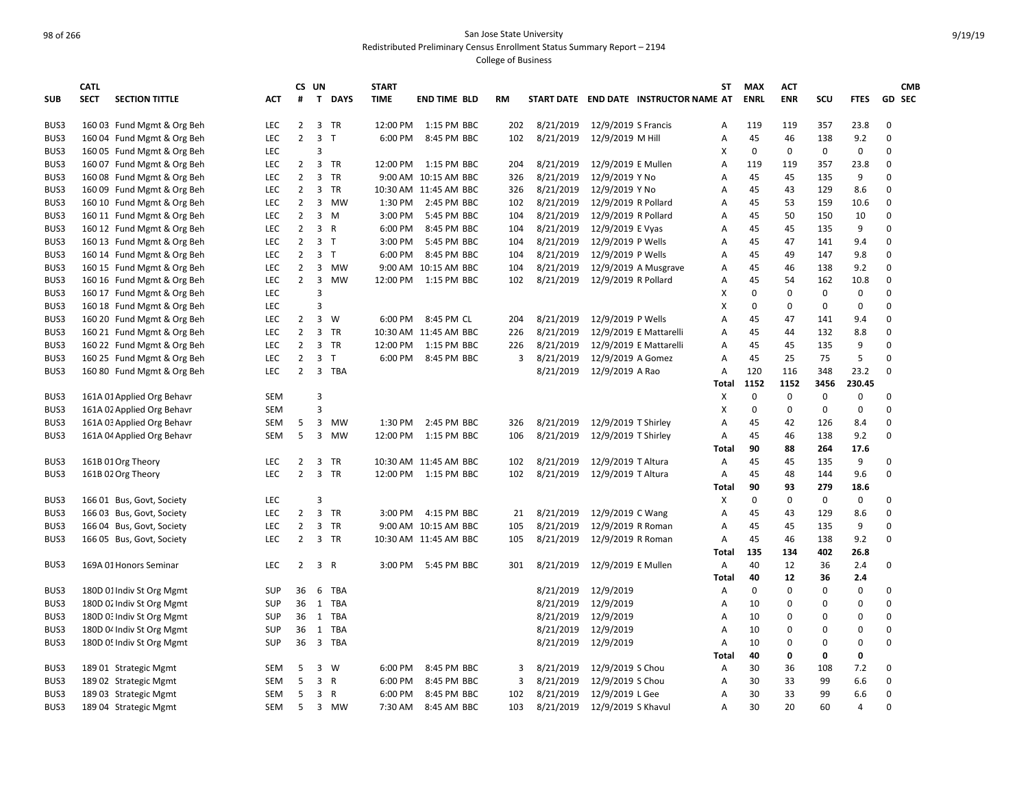San Jose State University

Redistributed Preliminary Census Enrollment Status Summary Report – 2194

College of Business

| SUB | CATL SECT | SECTION TITTLE | ACT | CS # | UN T | DAYS | START TIME | END TIME | BLD | RM | START DATE | END DATE | INSTRUCTOR NAME | ST AT | MAX ENRL | ACT ENR | SCU | FTES | GD | CMB SEC |
|---|---|---|---|---|---|---|---|---|---|---|---|---|---|---|---|---|---|---|---|---|
| BUS3 | 160 03 | Fund Mgmt & Org Beh | LEC | 2 | 3 | TR | 12:00 PM | 1:15 PM | BBC | 202 | 8/21/2019 | 12/9/2019 | S Francis | A | 119 | 119 | 357 | 23.8 | 0 | |
| BUS3 | 160 04 | Fund Mgmt & Org Beh | LEC | 2 | 3 | T | 6:00 PM | 8:45 PM | BBC | 102 | 8/21/2019 | 12/9/2019 | M Hill | A | 45 | 46 | 138 | 9.2 | 0 | |
| BUS3 | 160 05 | Fund Mgmt & Org Beh | LEC | | 3 | | | | | | | | | X | 0 | 0 | 0 | 0 | 0 | |
| BUS3 | 160 07 | Fund Mgmt & Org Beh | LEC | 2 | 3 | TR | 12:00 PM | 1:15 PM | BBC | 204 | 8/21/2019 | 12/9/2019 | E Mullen | A | 119 | 119 | 357 | 23.8 | 0 | |
| BUS3 | 160 08 | Fund Mgmt & Org Beh | LEC | 2 | 3 | TR | 9:00 AM | 10:15 AM | BBC | 326 | 8/21/2019 | 12/9/2019 | Y No | A | 45 | 45 | 135 | 9 | 0 | |
| BUS3 | 160 09 | Fund Mgmt & Org Beh | LEC | 2 | 3 | TR | 10:30 AM | 11:45 AM | BBC | 326 | 8/21/2019 | 12/9/2019 | Y No | A | 45 | 43 | 129 | 8.6 | 0 | |
| BUS3 | 160 10 | Fund Mgmt & Org Beh | LEC | 2 | 3 | MW | 1:30 PM | 2:45 PM | BBC | 102 | 8/21/2019 | 12/9/2019 | R Pollard | A | 45 | 53 | 159 | 10.6 | 0 | |
| BUS3 | 160 11 | Fund Mgmt & Org Beh | LEC | 2 | 3 | M | 3:00 PM | 5:45 PM | BBC | 104 | 8/21/2019 | 12/9/2019 | R Pollard | A | 45 | 50 | 150 | 10 | 0 | |
| BUS3 | 160 12 | Fund Mgmt & Org Beh | LEC | 2 | 3 | R | 6:00 PM | 8:45 PM | BBC | 104 | 8/21/2019 | 12/9/2019 | E Vyas | A | 45 | 45 | 135 | 9 | 0 | |
| BUS3 | 160 13 | Fund Mgmt & Org Beh | LEC | 2 | 3 | T | 3:00 PM | 5:45 PM | BBC | 104 | 8/21/2019 | 12/9/2019 | P Wells | A | 45 | 47 | 141 | 9.4 | 0 | |
| BUS3 | 160 14 | Fund Mgmt & Org Beh | LEC | 2 | 3 | T | 6:00 PM | 8:45 PM | BBC | 104 | 8/21/2019 | 12/9/2019 | P Wells | A | 45 | 49 | 147 | 9.8 | 0 | |
| BUS3 | 160 15 | Fund Mgmt & Org Beh | LEC | 2 | 3 | MW | 9:00 AM | 10:15 AM | BBC | 104 | 8/21/2019 | 12/9/2019 | A Musgrave | A | 45 | 46 | 138 | 9.2 | 0 | |
| BUS3 | 160 16 | Fund Mgmt & Org Beh | LEC | 2 | 3 | MW | 12:00 PM | 1:15 PM | BBC | 102 | 8/21/2019 | 12/9/2019 | R Pollard | A | 45 | 54 | 162 | 10.8 | 0 | |
| BUS3 | 160 17 | Fund Mgmt & Org Beh | LEC | | 3 | | | | | | | | | X | 0 | 0 | 0 | 0 | 0 | |
| BUS3 | 160 18 | Fund Mgmt & Org Beh | LEC | | 3 | | | | | | | | | X | 0 | 0 | 0 | 0 | 0 | |
| BUS3 | 160 20 | Fund Mgmt & Org Beh | LEC | 2 | 3 | W | 6:00 PM | 8:45 PM | CL | 204 | 8/21/2019 | 12/9/2019 | P Wells | A | 45 | 47 | 141 | 9.4 | 0 | |
| BUS3 | 160 21 | Fund Mgmt & Org Beh | LEC | 2 | 3 | TR | 10:30 AM | 11:45 AM | BBC | 226 | 8/21/2019 | 12/9/2019 | E Mattarelli | A | 45 | 44 | 132 | 8.8 | 0 | |
| BUS3 | 160 22 | Fund Mgmt & Org Beh | LEC | 2 | 3 | TR | 12:00 PM | 1:15 PM | BBC | 226 | 8/21/2019 | 12/9/2019 | E Mattarelli | A | 45 | 45 | 135 | 9 | 0 | |
| BUS3 | 160 25 | Fund Mgmt & Org Beh | LEC | 2 | 3 | T | 6:00 PM | 8:45 PM | BBC | 3 | 8/21/2019 | 12/9/2019 | A Gomez | A | 45 | 25 | 75 | 5 | 0 | |
| BUS3 | 160 80 | Fund Mgmt & Org Beh | LEC | 2 | 3 | TBA | | | | | 8/21/2019 | 12/9/2019 | A Rao | A | 120 | 116 | 348 | 23.2 | 0 | |
| | | | | | | | | | | | | | | Total | 1152 | 1152 | 3456 | 230.45 | | |
| BUS3 | 161A 01 | Applied Org Behavr | SEM | | 3 | | | | | | | | | X | 0 | 0 | 0 | 0 | 0 | |
| BUS3 | 161A 02 | Applied Org Behavr | SEM | | 3 | | | | | | | | | X | 0 | 0 | 0 | 0 | 0 | |
| BUS3 | 161A 03 | Applied Org Behavr | SEM | 5 | 3 | MW | 1:30 PM | 2:45 PM | BBC | 326 | 8/21/2019 | 12/9/2019 | T Shirley | A | 45 | 42 | 126 | 8.4 | 0 | |
| BUS3 | 161A 04 | Applied Org Behavr | SEM | 5 | 3 | MW | 12:00 PM | 1:15 PM | BBC | 106 | 8/21/2019 | 12/9/2019 | T Shirley | A | 45 | 46 | 138 | 9.2 | 0 | |
| | | | | | | | | | | | | | | Total | 90 | 88 | 264 | 17.6 | | |
| BUS3 | 161B 01 | Org Theory | LEC | 2 | 3 | TR | 10:30 AM | 11:45 AM | BBC | 102 | 8/21/2019 | 12/9/2019 | T Altura | A | 45 | 45 | 135 | 9 | 0 | |
| BUS3 | 161B 02 | Org Theory | LEC | 2 | 3 | TR | 12:00 PM | 1:15 PM | BBC | 102 | 8/21/2019 | 12/9/2019 | T Altura | A | 45 | 48 | 144 | 9.6 | 0 | |
| | | | | | | | | | | | | | | Total | 90 | 93 | 279 | 18.6 | | |
| BUS3 | 166 01 | Bus, Govt, Society | LEC | | 3 | | | | | | | | | X | 0 | 0 | 0 | 0 | 0 | |
| BUS3 | 166 03 | Bus, Govt, Society | LEC | 2 | 3 | TR | 3:00 PM | 4:15 PM | BBC | 21 | 8/21/2019 | 12/9/2019 | C Wang | A | 45 | 43 | 129 | 8.6 | 0 | |
| BUS3 | 166 04 | Bus, Govt, Society | LEC | 2 | 3 | TR | 9:00 AM | 10:15 AM | BBC | 105 | 8/21/2019 | 12/9/2019 | R Roman | A | 45 | 45 | 135 | 9 | 0 | |
| BUS3 | 166 05 | Bus, Govt, Society | LEC | 2 | 3 | TR | 10:30 AM | 11:45 AM | BBC | 105 | 8/21/2019 | 12/9/2019 | R Roman | A | 45 | 46 | 138 | 9.2 | 0 | |
| | | | | | | | | | | | | | | Total | 135 | 134 | 402 | 26.8 | | |
| BUS3 | 169A 01 | Honors Seminar | LEC | 2 | 3 | R | 3:00 PM | 5:45 PM | BBC | 301 | 8/21/2019 | 12/9/2019 | E Mullen | A | 40 | 12 | 36 | 2.4 | 0 | |
| | | | | | | | | | | | | | | Total | 40 | 12 | 36 | 2.4 | | |
| BUS3 | 180D 01 | Indiv St Org Mgmt | SUP | 36 | 6 | TBA | | | | | 8/21/2019 | 12/9/2019 | | A | 0 | 0 | 0 | 0 | 0 | |
| BUS3 | 180D 02 | Indiv St Org Mgmt | SUP | 36 | 1 | TBA | | | | | 8/21/2019 | 12/9/2019 | | A | 10 | 0 | 0 | 0 | 0 | |
| BUS3 | 180D 03 | Indiv St Org Mgmt | SUP | 36 | 1 | TBA | | | | | 8/21/2019 | 12/9/2019 | | A | 10 | 0 | 0 | 0 | 0 | |
| BUS3 | 180D 04 | Indiv St Org Mgmt | SUP | 36 | 1 | TBA | | | | | 8/21/2019 | 12/9/2019 | | A | 10 | 0 | 0 | 0 | 0 | |
| BUS3 | 180D 05 | Indiv St Org Mgmt | SUP | 36 | 3 | TBA | | | | | 8/21/2019 | 12/9/2019 | | A | 10 | 0 | 0 | 0 | 0 | |
| | | | | | | | | | | | | | | Total | 40 | 0 | 0 | 0 | | |
| BUS3 | 189 01 | Strategic Mgmt | SEM | 5 | 3 | W | 6:00 PM | 8:45 PM | BBC | 3 | 8/21/2019 | 12/9/2019 | S Chou | A | 30 | 36 | 108 | 7.2 | 0 | |
| BUS3 | 189 02 | Strategic Mgmt | SEM | 5 | 3 | R | 6:00 PM | 8:45 PM | BBC | 3 | 8/21/2019 | 12/9/2019 | S Chou | A | 30 | 33 | 99 | 6.6 | 0 | |
| BUS3 | 189 03 | Strategic Mgmt | SEM | 5 | 3 | R | 6:00 PM | 8:45 PM | BBC | 102 | 8/21/2019 | 12/9/2019 | L Gee | A | 30 | 33 | 99 | 6.6 | 0 | |
| BUS3 | 189 04 | Strategic Mgmt | SEM | 5 | 3 | MW | 7:30 AM | 8:45 AM | BBC | 103 | 8/21/2019 | 12/9/2019 | S Khavul | A | 30 | 20 | 60 | 4 | 0 | |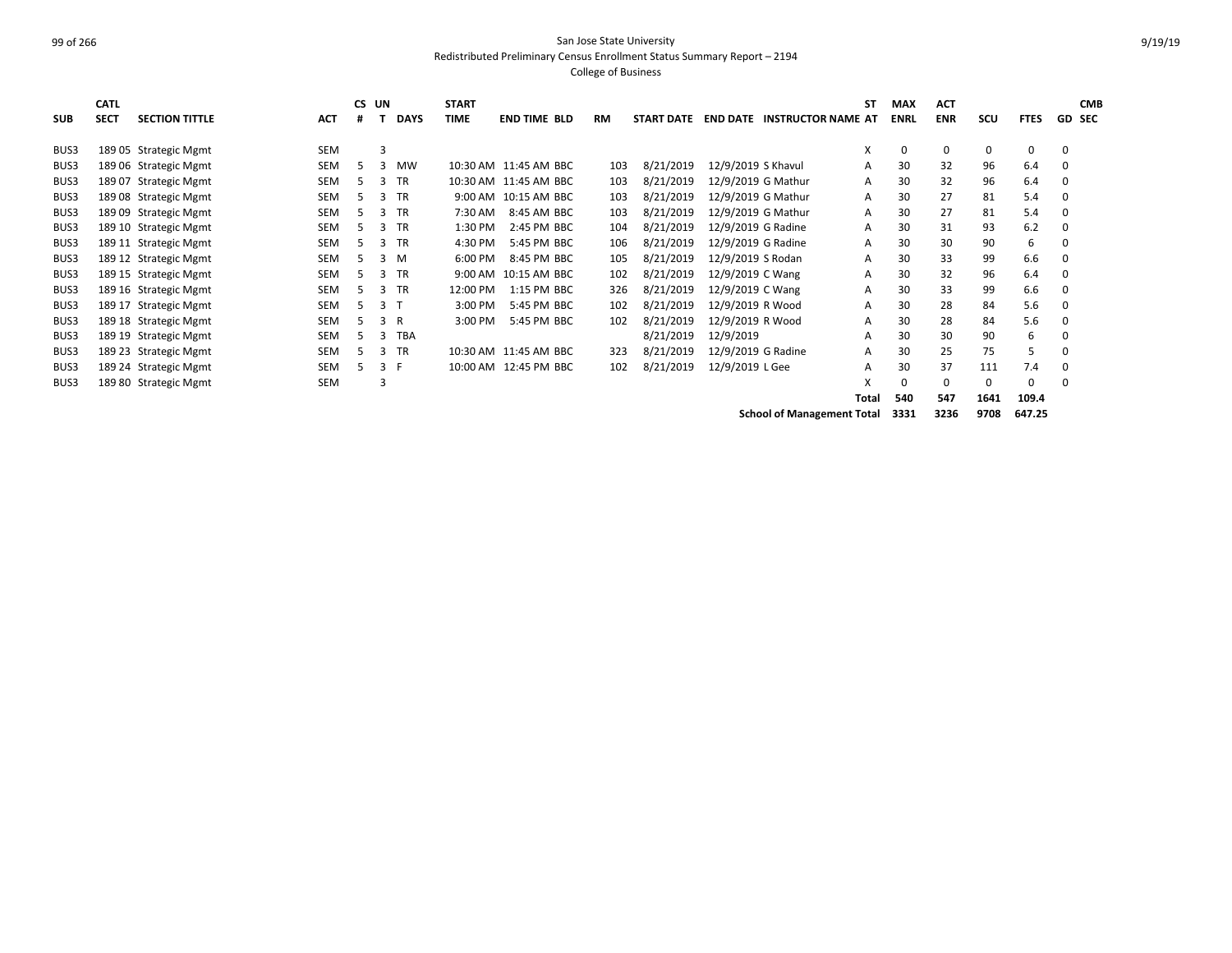San Jose State University
Redistributed Preliminary Census Enrollment Status Summary Report – 2194
College of Business

| SUB | CATL SECT | SECTION TITTLE | ACT | CS # | UN T | DAYS | START TIME | END TIME | BLD | RM | START DATE | END DATE | INSTRUCTOR NAME | ST AT | MAX ENRL | ACT ENR | SCU | FTES | GD | CMB SEC |
|---|---|---|---|---|---|---|---|---|---|---|---|---|---|---|---|---|---|---|---|---|
| BUS3 | 189 05 | Strategic Mgmt | SEM | | 3 | | | | | | | | | X | 0 | 0 | 0 | 0 | 0 | |
| BUS3 | 189 06 | Strategic Mgmt | SEM | 5 | 3 | MW | 10:30 AM | 11:45 AM | BBC | 103 | 8/21/2019 | 12/9/2019 | S Khavul | A | 30 | 32 | 96 | 6.4 | 0 | |
| BUS3 | 189 07 | Strategic Mgmt | SEM | 5 | 3 | TR | 10:30 AM | 11:45 AM | BBC | 103 | 8/21/2019 | 12/9/2019 | G Mathur | A | 30 | 32 | 96 | 6.4 | 0 | |
| BUS3 | 189 08 | Strategic Mgmt | SEM | 5 | 3 | TR | 9:00 AM | 10:15 AM | BBC | 103 | 8/21/2019 | 12/9/2019 | G Mathur | A | 30 | 27 | 81 | 5.4 | 0 | |
| BUS3 | 189 09 | Strategic Mgmt | SEM | 5 | 3 | TR | 7:30 AM | 8:45 AM | BBC | 103 | 8/21/2019 | 12/9/2019 | G Mathur | A | 30 | 27 | 81 | 5.4 | 0 | |
| BUS3 | 189 10 | Strategic Mgmt | SEM | 5 | 3 | TR | 1:30 PM | 2:45 PM | BBC | 104 | 8/21/2019 | 12/9/2019 | G Radine | A | 30 | 31 | 93 | 6.2 | 0 | |
| BUS3 | 189 11 | Strategic Mgmt | SEM | 5 | 3 | TR | 4:30 PM | 5:45 PM | BBC | 106 | 8/21/2019 | 12/9/2019 | G Radine | A | 30 | 30 | 90 | 6 | 0 | |
| BUS3 | 189 12 | Strategic Mgmt | SEM | 5 | 3 | M | 6:00 PM | 8:45 PM | BBC | 105 | 8/21/2019 | 12/9/2019 | S Rodan | A | 30 | 33 | 99 | 6.6 | 0 | |
| BUS3 | 189 15 | Strategic Mgmt | SEM | 5 | 3 | TR | 9:00 AM | 10:15 AM | BBC | 102 | 8/21/2019 | 12/9/2019 | C Wang | A | 30 | 32 | 96 | 6.4 | 0 | |
| BUS3 | 189 16 | Strategic Mgmt | SEM | 5 | 3 | TR | 12:00 PM | 1:15 PM | BBC | 326 | 8/21/2019 | 12/9/2019 | C Wang | A | 30 | 33 | 99 | 6.6 | 0 | |
| BUS3 | 189 17 | Strategic Mgmt | SEM | 5 | 3 | T | 3:00 PM | 5:45 PM | BBC | 102 | 8/21/2019 | 12/9/2019 | R Wood | A | 30 | 28 | 84 | 5.6 | 0 | |
| BUS3 | 189 18 | Strategic Mgmt | SEM | 5 | 3 | R | 3:00 PM | 5:45 PM | BBC | 102 | 8/21/2019 | 12/9/2019 | R Wood | A | 30 | 28 | 84 | 5.6 | 0 | |
| BUS3 | 189 19 | Strategic Mgmt | SEM | 5 | 3 | TBA | | | | | 8/21/2019 | 12/9/2019 | | A | 30 | 30 | 90 | 6 | 0 | |
| BUS3 | 189 23 | Strategic Mgmt | SEM | 5 | 3 | TR | 10:30 AM | 11:45 AM | BBC | 323 | 8/21/2019 | 12/9/2019 | G Radine | A | 30 | 25 | 75 | 5 | 0 | |
| BUS3 | 189 24 | Strategic Mgmt | SEM | 5 | 3 | F | 10:00 AM | 12:45 PM | BBC | 102 | 8/21/2019 | 12/9/2019 | L Gee | A | 30 | 37 | 111 | 7.4 | 0 | |
| BUS3 | 189 80 | Strategic Mgmt | SEM | | 3 | | | | | | | | | X | 0 | 0 | 0 | 0 | 0 | |
| | | | | | | | | | | | | | | **Total** | **540** | **547** | **1641** | **109.4** | | |
| | | | | | | | | | | | | | **School of Management Total** | | **3331** | **3236** | **9708** | **647.25** | | |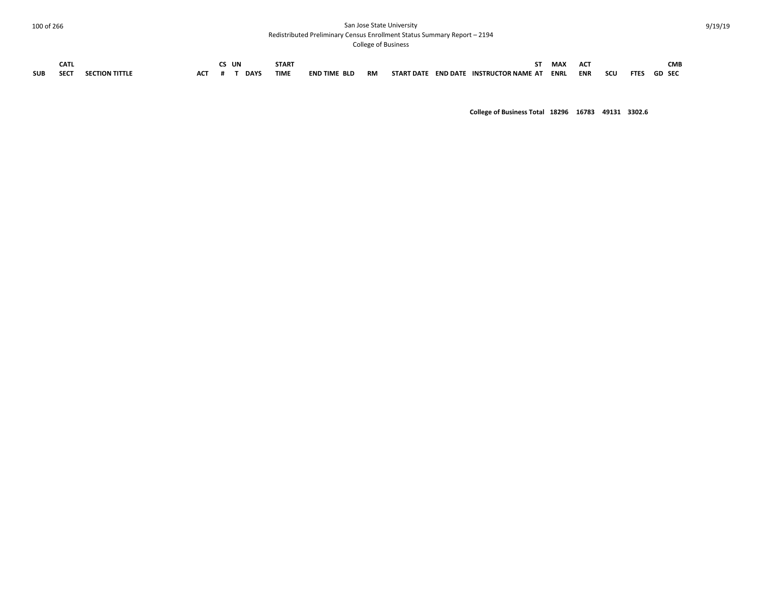| SUB | CATL SECT | SECTION TITTLE | ACT | CS # | UN T | DAYS | START TIME | END TIME | BLD | RM | START DATE | END DATE | INSTRUCTOR NAME | ST AT | MAX ENRL | ACT ENR | SCU | FTES | GD | CMB SEC |
|---|---|---|---|---|---|---|---|---|---|---|---|---|---|---|---|---|---|---|---|---|
| | | | | | | | | | | | | | College of Business Total | | 18296 | 16783 | 49131 | 3302.6 | | |